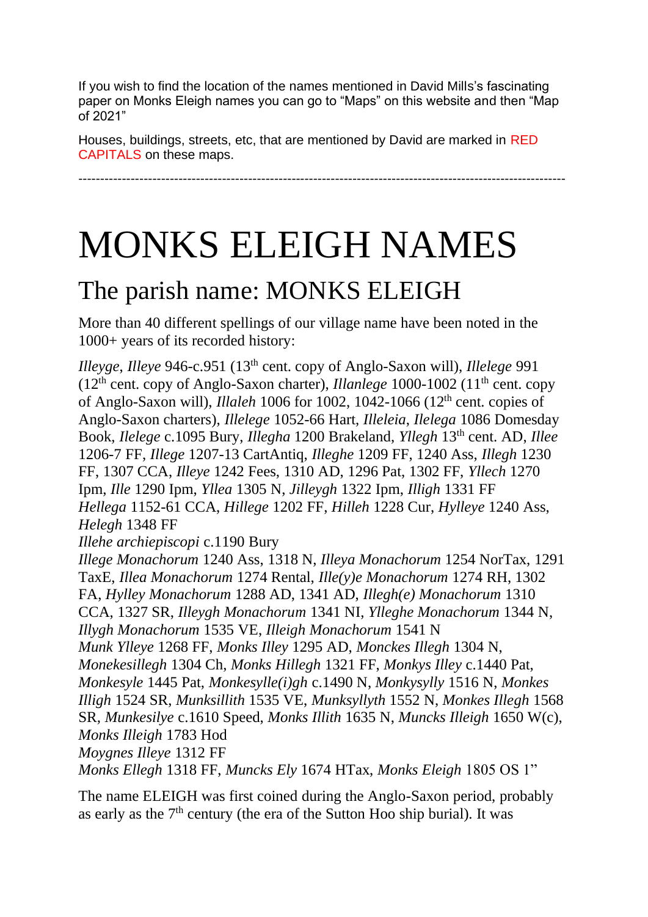If you wish to find the location of the names mentioned in David Mills's fascinating paper on Monks Eleigh names you can go to "Maps" on this website and then "Map of 2021"

Houses, buildings, streets, etc, that are mentioned by David are marked in RED CAPITALS on these maps.

---

# MONKS ELEIGH NAMES

## The parish name: MONKS ELEIGH

More than 40 different spellings of our village name have been noted in the 1000+ years of its recorded history:

*Illeyge*, *Illeye* 946-c.951 (13th cent. copy of Anglo-Saxon will), *Illelege* 991 (12th cent. copy of Anglo-Saxon charter), *Illanlege* 1000-1002 (11th cent. copy of Anglo-Saxon will), *Illaleh* 1006 for 1002, 1042-1066 (12th cent. copies of Anglo-Saxon charters), *Illelege* 1052-66 Hart, *Illeleia*, *Ilelega* 1086 Domesday Book, *Ilelege* c.1095 Bury, *Illegha* 1200 Brakeland, *Yllegh* 13th cent. AD, *Illee* 1206-7 FF, *Illege* 1207-13 CartAntiq, *Illeghe* 1209 FF, 1240 Ass, *Illegh* 1230 FF, 1307 CCA, *Illeye* 1242 Fees, 1310 AD, 1296 Pat, 1302 FF, *Yllech* 1270 Ipm, *Ille* 1290 Ipm, *Yllea* 1305 N, *Jilleygh* 1322 Ipm, *Illigh* 1331 FF
*Hellega* 1152-61 CCA, *Hillege* 1202 FF, *Hilleh* 1228 Cur, *Hylleye* 1240 Ass, *Helegh* 1348 FF
*Illehe archiepiscopi* c.1190 Bury
*Illege Monachorum* 1240 Ass, 1318 N, *Illeya Monachorum* 1254 NorTax, 1291 TaxE, *Illea Monachorum* 1274 Rental, *Ille(y)e Monachorum* 1274 RH, 1302 FA, *Hylley Monachorum* 1288 AD, 1341 AD, *Illegh(e) Monachorum* 1310 CCA, 1327 SR, *Illeygh Monachorum* 1341 NI, *Ylleghe Monachorum* 1344 N, *Illygh Monachorum* 1535 VE, *Illeigh Monachorum* 1541 N
*Munk Ylleye* 1268 FF, *Monks Illey* 1295 AD, *Monckes Illegh* 1304 N, *Monekesillegh* 1304 Ch, *Monks Hillegh* 1321 FF, *Monkys Illey* c.1440 Pat, *Monkesyle* 1445 Pat, *Monkesylle(i)gh* c.1490 N, *Monkysylly* 1516 N, *Monkes Illigh* 1524 SR, *Munksillith* 1535 VE, *Munksyllyth* 1552 N, *Monkes Illegh* 1568 SR, *Munkesilye* c.1610 Speed, *Monks Illith* 1635 N, *Muncks Illeigh* 1650 W(c), *Monks Illeigh* 1783 Hod
*Moygnes Illeye* 1312 FF
*Monks Ellegh* 1318 FF, *Muncks Ely* 1674 HTax, *Monks Eleigh* 1805 OS 1"

The name ELEIGH was first coined during the Anglo-Saxon period, probably as early as the 7th century (the era of the Sutton Hoo ship burial). It was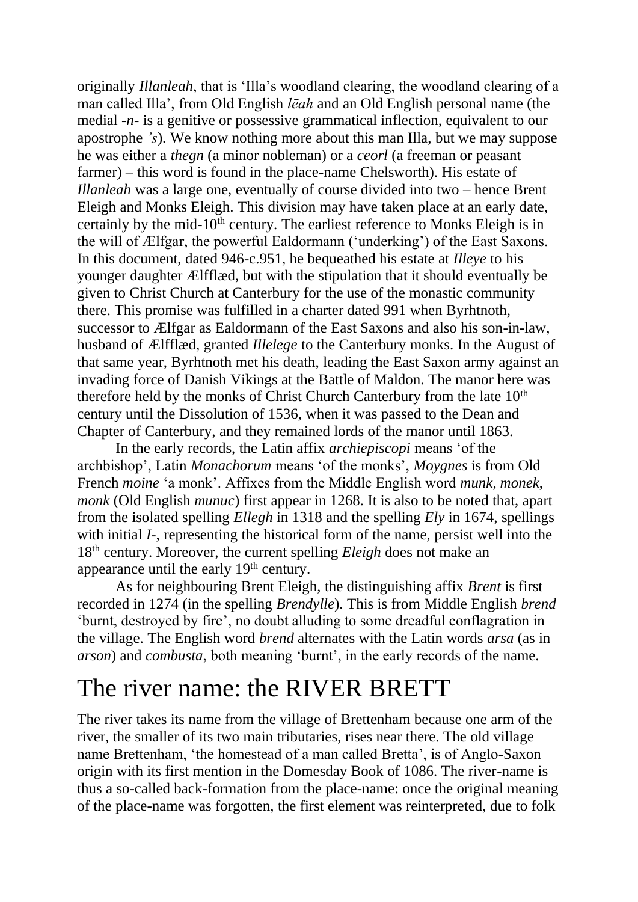originally *Illanleah*, that is 'Illa's woodland clearing, the woodland clearing of a man called Illa', from Old English *lēah* and an Old English personal name (the medial *-n-* is a genitive or possessive grammatical inflection, equivalent to our apostrophe *'s*). We know nothing more about this man Illa, but we may suppose he was either a *thegn* (a minor nobleman) or a *ceorl* (a freeman or peasant farmer) – this word is found in the place-name Chelsworth). His estate of *Illanleah* was a large one, eventually of course divided into two – hence Brent Eleigh and Monks Eleigh. This division may have taken place at an early date, certainly by the mid-10th century. The earliest reference to Monks Eleigh is in the will of Ælfgar, the powerful Ealdormann ('underking') of the East Saxons. In this document, dated 946-c.951, he bequeathed his estate at *Illeye* to his younger daughter Ælfflæd, but with the stipulation that it should eventually be given to Christ Church at Canterbury for the use of the monastic community there. This promise was fulfilled in a charter dated 991 when Byrhtnoth, successor to Ælfgar as Ealdormann of the East Saxons and also his son-in-law, husband of Ælfflæd, granted *Illelege* to the Canterbury monks. In the August of that same year, Byrhtnoth met his death, leading the East Saxon army against an invading force of Danish Vikings at the Battle of Maldon. The manor here was therefore held by the monks of Christ Church Canterbury from the late 10th century until the Dissolution of 1536, when it was passed to the Dean and Chapter of Canterbury, and they remained lords of the manor until 1863.

In the early records, the Latin affix *archiepiscopi* means 'of the archbishop', Latin *Monachorum* means 'of the monks', *Moygnes* is from Old French *moine* 'a monk'. Affixes from the Middle English word *munk, monek, monk* (Old English *munuc*) first appear in 1268. It is also to be noted that, apart from the isolated spelling *Ellegh* in 1318 and the spelling *Ely* in 1674, spellings with initial *I-*, representing the historical form of the name, persist well into the 18th century. Moreover, the current spelling *Eleigh* does not make an appearance until the early 19th century.

As for neighbouring Brent Eleigh, the distinguishing affix *Brent* is first recorded in 1274 (in the spelling *Brendylle*). This is from Middle English *brend* 'burnt, destroyed by fire', no doubt alluding to some dreadful conflagration in the village. The English word *brend* alternates with the Latin words *arsa* (as in *arson*) and *combusta*, both meaning 'burnt', in the early records of the name.

# The river name: the RIVER BRETT

The river takes its name from the village of Brettenham because one arm of the river, the smaller of its two main tributaries, rises near there. The old village name Brettenham, 'the homestead of a man called Bretta', is of Anglo-Saxon origin with its first mention in the Domesday Book of 1086. The river-name is thus a so-called back-formation from the place-name: once the original meaning of the place-name was forgotten, the first element was reinterpreted, due to folk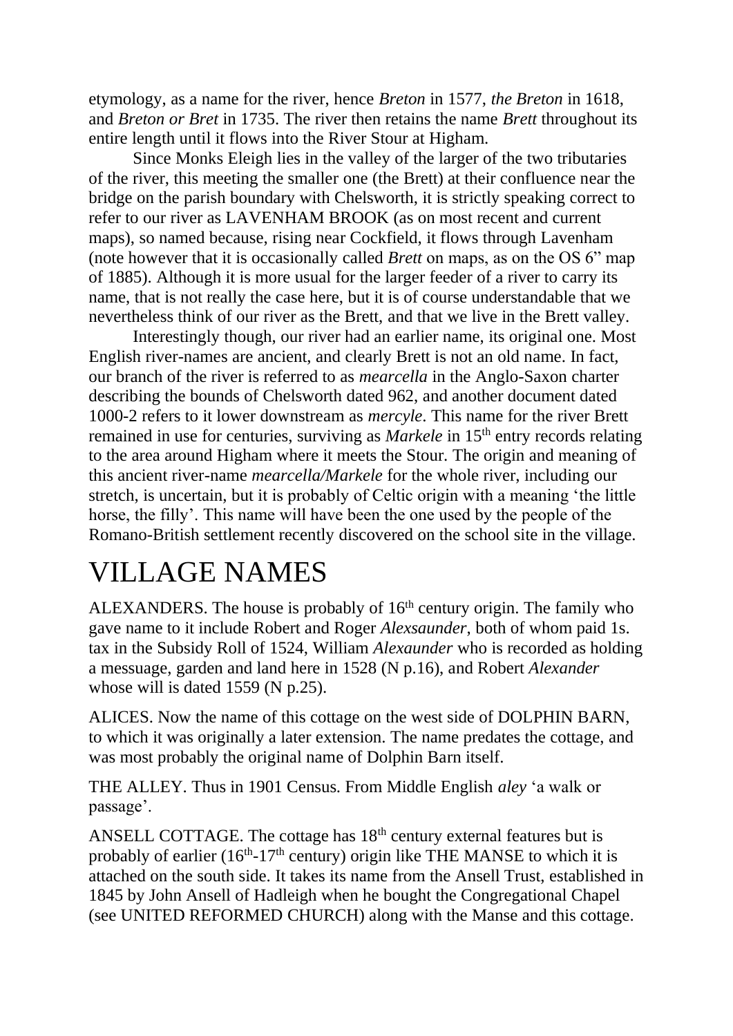etymology, as a name for the river, hence *Breton* in 1577, *the Breton* in 1618, and *Breton or Bret* in 1735. The river then retains the name *Brett* throughout its entire length until it flows into the River Stour at Higham.

Since Monks Eleigh lies in the valley of the larger of the two tributaries of the river, this meeting the smaller one (the Brett) at their confluence near the bridge on the parish boundary with Chelsworth, it is strictly speaking correct to refer to our river as LAVENHAM BROOK (as on most recent and current maps), so named because, rising near Cockfield, it flows through Lavenham (note however that it is occasionally called *Brett* on maps, as on the OS 6" map of 1885). Although it is more usual for the larger feeder of a river to carry its name, that is not really the case here, but it is of course understandable that we nevertheless think of our river as the Brett, and that we live in the Brett valley.

Interestingly though, our river had an earlier name, its original one. Most English river-names are ancient, and clearly Brett is not an old name. In fact, our branch of the river is referred to as *mearcella* in the Anglo-Saxon charter describing the bounds of Chelsworth dated 962, and another document dated 1000-2 refers to it lower downstream as *mercyle*. This name for the river Brett remained in use for centuries, surviving as *Markele* in 15th entry records relating to the area around Higham where it meets the Stour. The origin and meaning of this ancient river-name *mearcella/Markele* for the whole river, including our stretch, is uncertain, but it is probably of Celtic origin with a meaning 'the little horse, the filly'. This name will have been the one used by the people of the Romano-British settlement recently discovered on the school site in the village.

# VILLAGE NAMES

ALEXANDERS. The house is probably of 16th century origin. The family who gave name to it include Robert and Roger *Alexsaunder*, both of whom paid 1s. tax in the Subsidy Roll of 1524, William *Alexaunder* who is recorded as holding a messuage, garden and land here in 1528 (N p.16), and Robert *Alexander* whose will is dated 1559 (N p.25).

ALICES. Now the name of this cottage on the west side of DOLPHIN BARN, to which it was originally a later extension. The name predates the cottage, and was most probably the original name of Dolphin Barn itself.

THE ALLEY. Thus in 1901 Census. From Middle English *aley* 'a walk or passage'.

ANSELL COTTAGE. The cottage has 18th century external features but is probably of earlier (16th-17th century) origin like THE MANSE to which it is attached on the south side. It takes its name from the Ansell Trust, established in 1845 by John Ansell of Hadleigh when he bought the Congregational Chapel (see UNITED REFORMED CHURCH) along with the Manse and this cottage.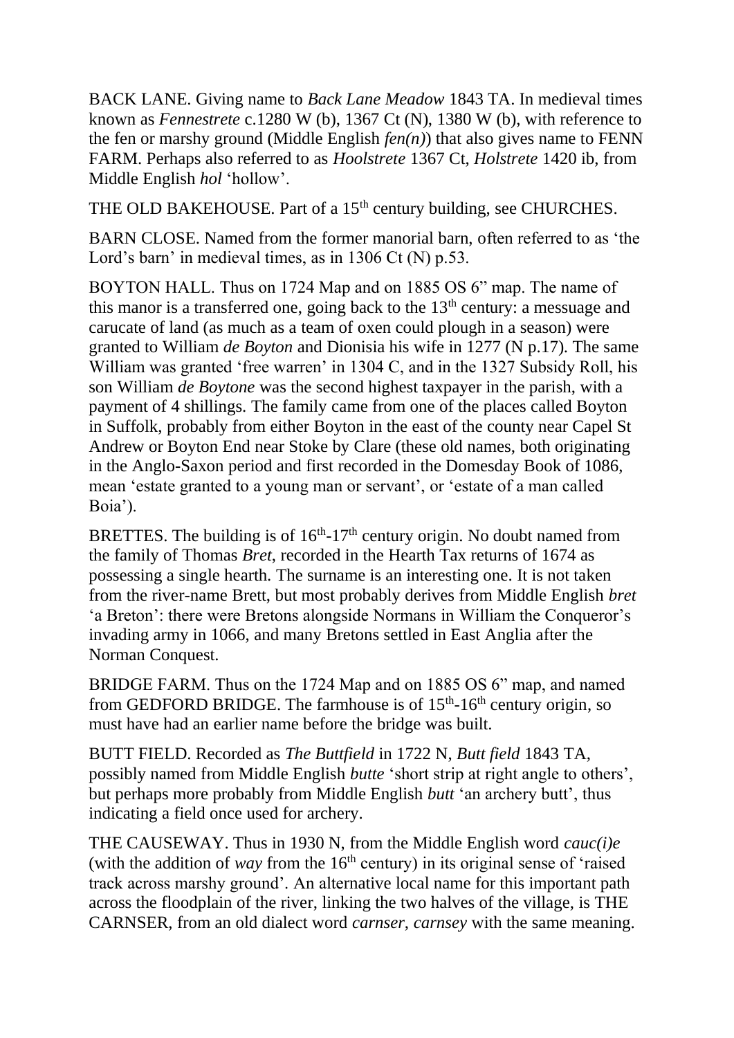BACK LANE. Giving name to *Back Lane Meadow* 1843 TA. In medieval times known as *Fennestrete* c.1280 W (b), 1367 Ct (N), 1380 W (b), with reference to the fen or marshy ground (Middle English *fen(n)*) that also gives name to FENN FARM. Perhaps also referred to as *Hoolstrete* 1367 Ct, *Holstrete* 1420 ib, from Middle English *hol* 'hollow'.

THE OLD BAKEHOUSE. Part of a 15th century building, see CHURCHES.

BARN CLOSE. Named from the former manorial barn, often referred to as 'the Lord's barn' in medieval times, as in 1306 Ct (N) p.53.

BOYTON HALL. Thus on 1724 Map and on 1885 OS 6" map. The name of this manor is a transferred one, going back to the 13th century: a messuage and carucate of land (as much as a team of oxen could plough in a season) were granted to William *de Boyton* and Dionisia his wife in 1277 (N p.17). The same William was granted 'free warren' in 1304 C, and in the 1327 Subsidy Roll, his son William *de Boytone* was the second highest taxpayer in the parish, with a payment of 4 shillings. The family came from one of the places called Boyton in Suffolk, probably from either Boyton in the east of the county near Capel St Andrew or Boyton End near Stoke by Clare (these old names, both originating in the Anglo-Saxon period and first recorded in the Domesday Book of 1086, mean 'estate granted to a young man or servant', or 'estate of a man called Boia').

BRETTES. The building is of 16th-17th century origin. No doubt named from the family of Thomas *Bret*, recorded in the Hearth Tax returns of 1674 as possessing a single hearth. The surname is an interesting one. It is not taken from the river-name Brett, but most probably derives from Middle English *bret* 'a Breton': there were Bretons alongside Normans in William the Conqueror's invading army in 1066, and many Bretons settled in East Anglia after the Norman Conquest.

BRIDGE FARM. Thus on the 1724 Map and on 1885 OS 6" map, and named from GEDFORD BRIDGE. The farmhouse is of 15th-16th century origin, so must have had an earlier name before the bridge was built.

BUTT FIELD. Recorded as *The Buttfield* in 1722 N, *Butt field* 1843 TA, possibly named from Middle English *butte* 'short strip at right angle to others', but perhaps more probably from Middle English *butt* 'an archery butt', thus indicating a field once used for archery.

THE CAUSEWAY. Thus in 1930 N, from the Middle English word *cauc(i)e* (with the addition of *way* from the 16th century) in its original sense of 'raised track across marshy ground'. An alternative local name for this important path across the floodplain of the river, linking the two halves of the village, is THE CARNSER, from an old dialect word *carnser, carnsey* with the same meaning.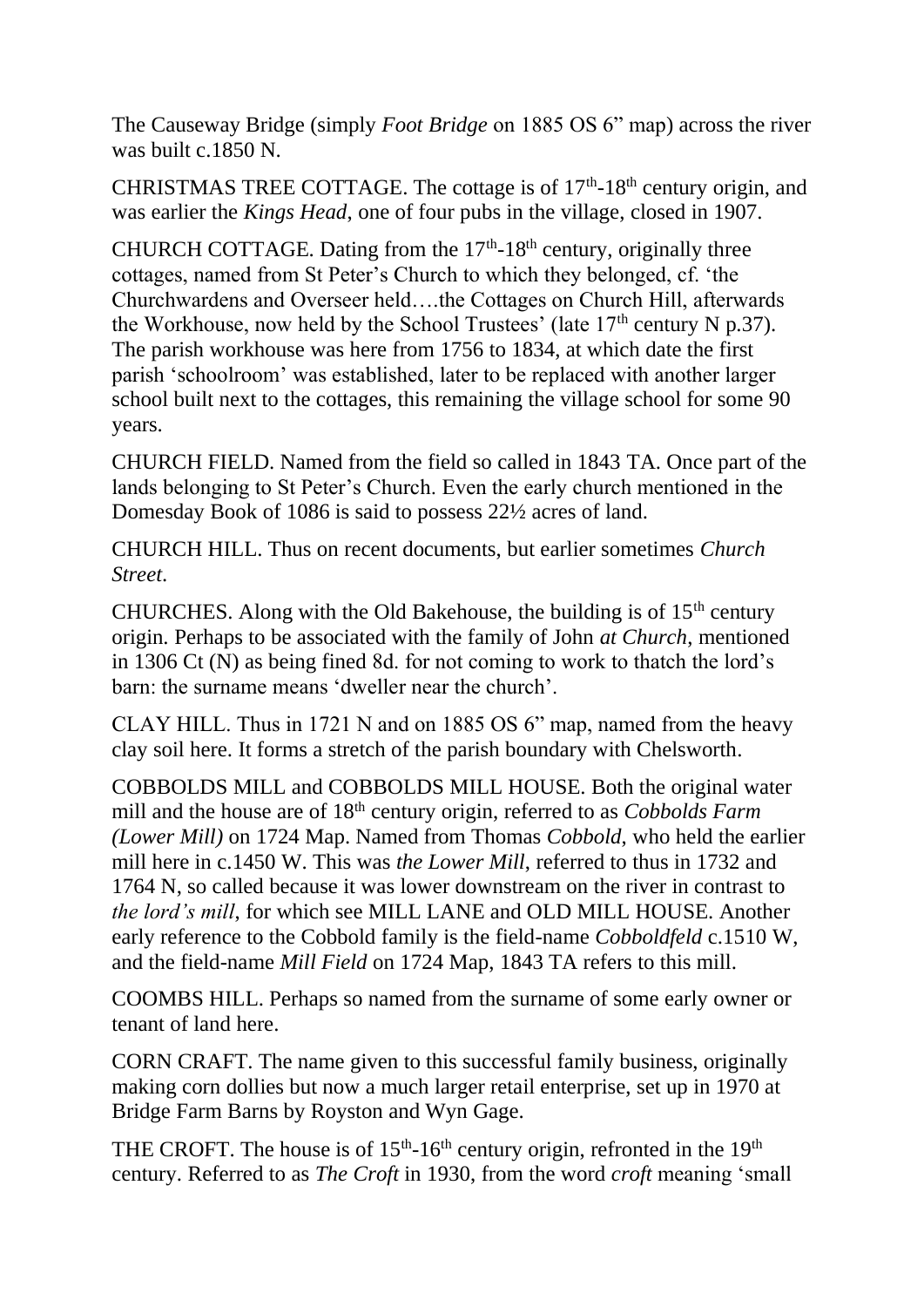The Causeway Bridge (simply *Foot Bridge* on 1885 OS 6" map) across the river was built c.1850 N.

CHRISTMAS TREE COTTAGE. The cottage is of 17th-18th century origin, and was earlier the *Kings Head*, one of four pubs in the village, closed in 1907.

CHURCH COTTAGE. Dating from the 17th-18th century, originally three cottages, named from St Peter's Church to which they belonged, cf. 'the Churchwardens and Overseer held….the Cottages on Church Hill, afterwards the Workhouse, now held by the School Trustees' (late 17th century N p.37). The parish workhouse was here from 1756 to 1834, at which date the first parish 'schoolroom' was established, later to be replaced with another larger school built next to the cottages, this remaining the village school for some 90 years.

CHURCH FIELD. Named from the field so called in 1843 TA. Once part of the lands belonging to St Peter's Church. Even the early church mentioned in the Domesday Book of 1086 is said to possess 22½ acres of land.

CHURCH HILL. Thus on recent documents, but earlier sometimes *Church Street*.

CHURCHES. Along with the Old Bakehouse, the building is of 15th century origin. Perhaps to be associated with the family of John *at Church*, mentioned in 1306 Ct (N) as being fined 8d. for not coming to work to thatch the lord's barn: the surname means 'dweller near the church'.

CLAY HILL. Thus in 1721 N and on 1885 OS 6" map, named from the heavy clay soil here. It forms a stretch of the parish boundary with Chelsworth.

COBBOLDS MILL and COBBOLDS MILL HOUSE. Both the original water mill and the house are of 18th century origin, referred to as *Cobbolds Farm (Lower Mill)* on 1724 Map. Named from Thomas *Cobbold*, who held the earlier mill here in c.1450 W. This was *the Lower Mill*, referred to thus in 1732 and 1764 N, so called because it was lower downstream on the river in contrast to *the lord's mill*, for which see MILL LANE and OLD MILL HOUSE. Another early reference to the Cobbold family is the field-name *Cobboldfeld* c.1510 W, and the field-name *Mill Field* on 1724 Map, 1843 TA refers to this mill.

COOMBS HILL. Perhaps so named from the surname of some early owner or tenant of land here.

CORN CRAFT. The name given to this successful family business, originally making corn dollies but now a much larger retail enterprise, set up in 1970 at Bridge Farm Barns by Royston and Wyn Gage.

THE CROFT. The house is of 15th-16th century origin, refronted in the 19th century. Referred to as *The Croft* in 1930, from the word *croft* meaning 'small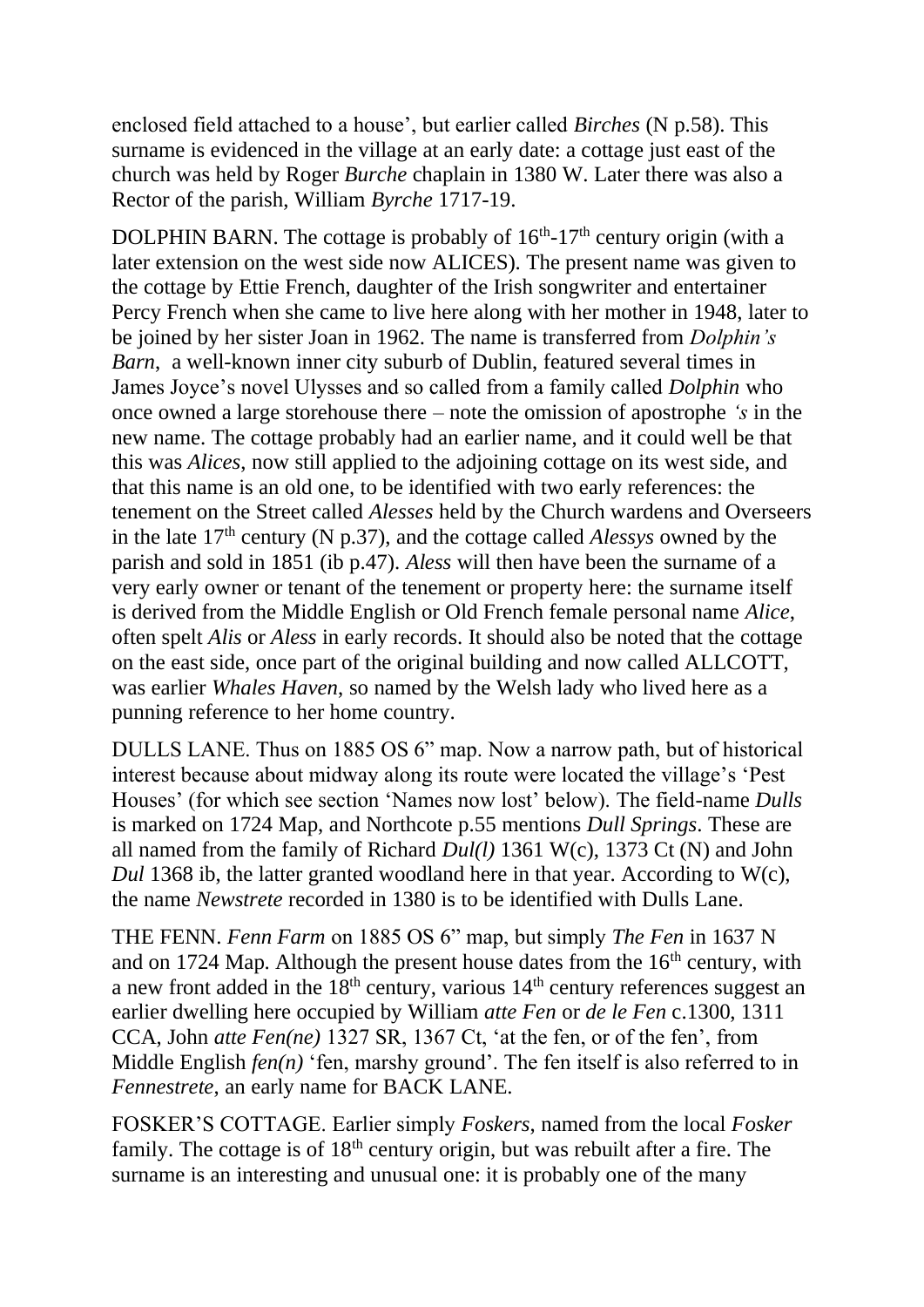enclosed field attached to a house', but earlier called *Birches* (N p.58). This surname is evidenced in the village at an early date: a cottage just east of the church was held by Roger *Burche* chaplain in 1380 W. Later there was also a Rector of the parish, William *Byrche* 1717-19.

DOLPHIN BARN. The cottage is probably of 16th-17th century origin (with a later extension on the west side now ALICES). The present name was given to the cottage by Ettie French, daughter of the Irish songwriter and entertainer Percy French when she came to live here along with her mother in 1948, later to be joined by her sister Joan in 1962. The name is transferred from *Dolphin's Barn*, a well-known inner city suburb of Dublin, featured several times in James Joyce's novel Ulysses and so called from a family called *Dolphin* who once owned a large storehouse there – note the omission of apostrophe *'s* in the new name. The cottage probably had an earlier name, and it could well be that this was *Alices*, now still applied to the adjoining cottage on its west side, and that this name is an old one, to be identified with two early references: the tenement on the Street called *Alesses* held by the Church wardens and Overseers in the late 17th century (N p.37), and the cottage called *Alessys* owned by the parish and sold in 1851 (ib p.47). *Aless* will then have been the surname of a very early owner or tenant of the tenement or property here: the surname itself is derived from the Middle English or Old French female personal name *Alice*, often spelt *Alis* or *Aless* in early records. It should also be noted that the cottage on the east side, once part of the original building and now called ALLCOTT, was earlier *Whales Haven*, so named by the Welsh lady who lived here as a punning reference to her home country.

DULLS LANE. Thus on 1885 OS 6" map. Now a narrow path, but of historical interest because about midway along its route were located the village's 'Pest Houses' (for which see section 'Names now lost' below). The field-name *Dulls* is marked on 1724 Map, and Northcote p.55 mentions *Dull Springs*. These are all named from the family of Richard *Dul(l)* 1361 W(c), 1373 Ct (N) and John *Dul* 1368 ib, the latter granted woodland here in that year. According to W(c), the name *Newstrete* recorded in 1380 is to be identified with Dulls Lane.

THE FENN. *Fenn Farm* on 1885 OS 6" map, but simply *The Fen* in 1637 N and on 1724 Map. Although the present house dates from the 16th century, with a new front added in the 18th century, various 14th century references suggest an earlier dwelling here occupied by William *atte Fen* or *de le Fen* c.1300, 1311 CCA, John *atte Fen(ne)* 1327 SR, 1367 Ct, 'at the fen, or of the fen', from Middle English *fen(n)* 'fen, marshy ground'. The fen itself is also referred to in *Fennestrete*, an early name for BACK LANE.

FOSKER'S COTTAGE. Earlier simply *Foskers*, named from the local *Fosker* family. The cottage is of 18th century origin, but was rebuilt after a fire. The surname is an interesting and unusual one: it is probably one of the many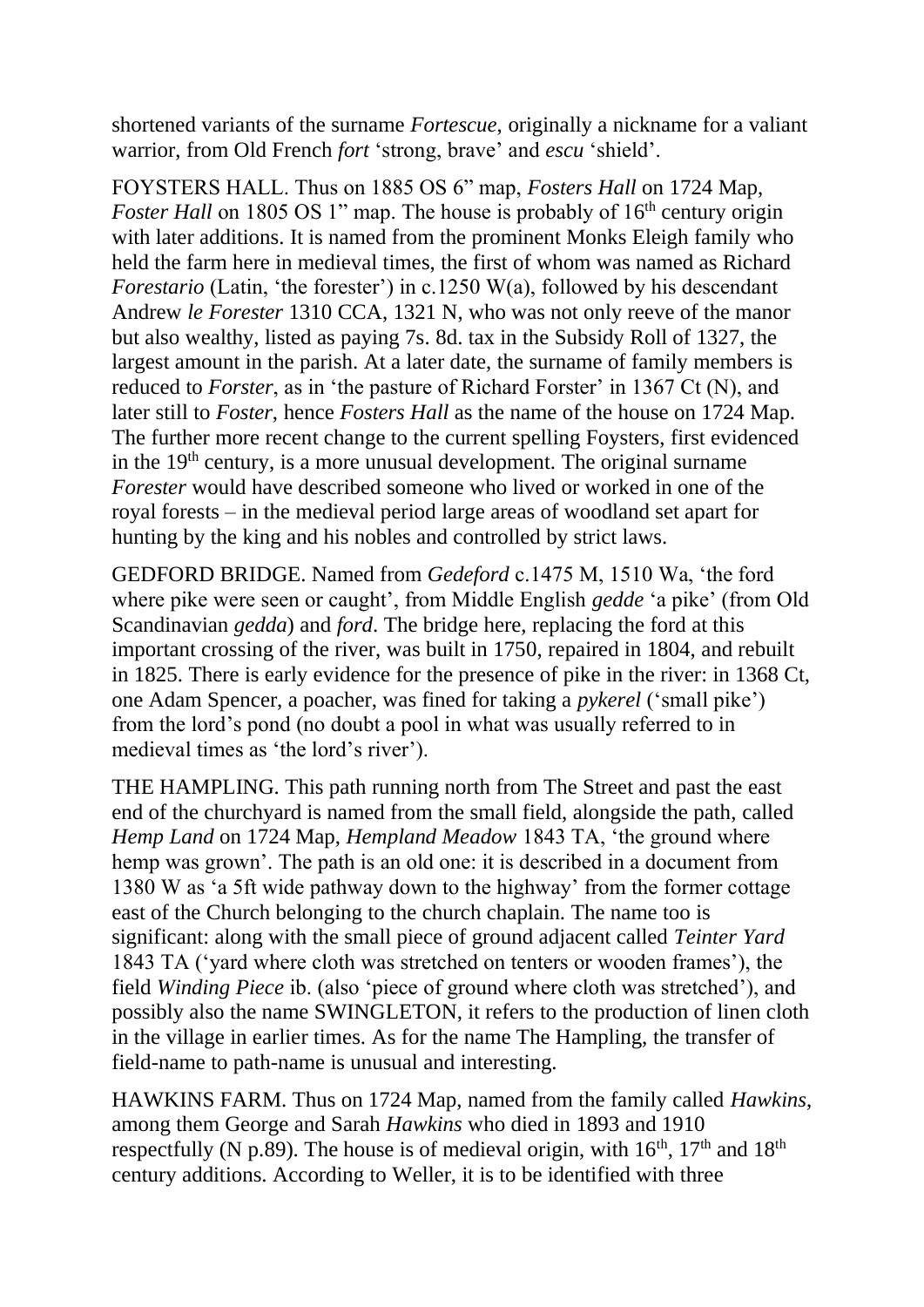shortened variants of the surname *Fortescue*, originally a nickname for a valiant warrior, from Old French *fort* 'strong, brave' and *escu* 'shield'.

FOYSTERS HALL. Thus on 1885 OS 6" map, *Fosters Hall* on 1724 Map, *Foster Hall* on 1805 OS 1" map. The house is probably of 16th century origin with later additions. It is named from the prominent Monks Eleigh family who held the farm here in medieval times, the first of whom was named as Richard *Forestario* (Latin, 'the forester') in c.1250 W(a), followed by his descendant Andrew *le Forester* 1310 CCA, 1321 N, who was not only reeve of the manor but also wealthy, listed as paying 7s. 8d. tax in the Subsidy Roll of 1327, the largest amount in the parish. At a later date, the surname of family members is reduced to *Forster*, as in 'the pasture of Richard Forster' in 1367 Ct (N), and later still to *Foster*, hence *Fosters Hall* as the name of the house on 1724 Map. The further more recent change to the current spelling Foysters, first evidenced in the 19th century, is a more unusual development. The original surname *Forester* would have described someone who lived or worked in one of the royal forests – in the medieval period large areas of woodland set apart for hunting by the king and his nobles and controlled by strict laws.

GEDFORD BRIDGE. Named from *Gedeford* c.1475 M, 1510 Wa, 'the ford where pike were seen or caught', from Middle English *gedde* 'a pike' (from Old Scandinavian *gedda*) and *ford*. The bridge here, replacing the ford at this important crossing of the river, was built in 1750, repaired in 1804, and rebuilt in 1825. There is early evidence for the presence of pike in the river: in 1368 Ct, one Adam Spencer, a poacher, was fined for taking a *pykerel* ('small pike') from the lord's pond (no doubt a pool in what was usually referred to in medieval times as 'the lord's river').

THE HAMPLING. This path running north from The Street and past the east end of the churchyard is named from the small field, alongside the path, called *Hemp Land* on 1724 Map, *Hempland Meadow* 1843 TA, 'the ground where hemp was grown'. The path is an old one: it is described in a document from 1380 W as 'a 5ft wide pathway down to the highway' from the former cottage east of the Church belonging to the church chaplain. The name too is significant: along with the small piece of ground adjacent called *Teinter Yard* 1843 TA ('yard where cloth was stretched on tenters or wooden frames'), the field *Winding Piece* ib. (also 'piece of ground where cloth was stretched'), and possibly also the name SWINGLETON, it refers to the production of linen cloth in the village in earlier times. As for the name The Hampling, the transfer of field-name to path-name is unusual and interesting.

HAWKINS FARM. Thus on 1724 Map, named from the family called *Hawkins*, among them George and Sarah *Hawkins* who died in 1893 and 1910 respectfully (N p.89). The house is of medieval origin, with 16th, 17th and 18th century additions. According to Weller, it is to be identified with three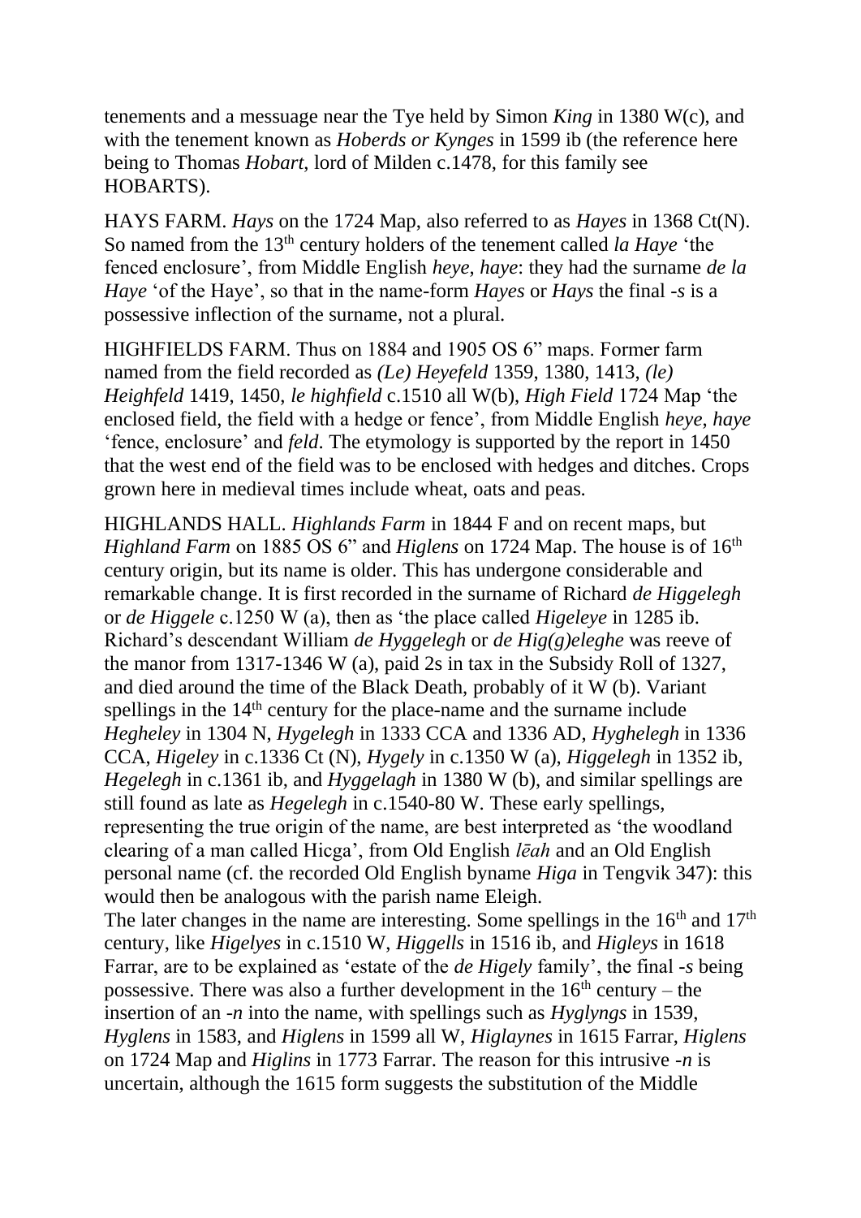tenements and a messuage near the Tye held by Simon *King* in 1380 W(c), and with the tenement known as *Hoberds or Kynges* in 1599 ib (the reference here being to Thomas *Hobart*, lord of Milden c.1478, for this family see HOBARTS).

HAYS FARM. *Hays* on the 1724 Map, also referred to as *Hayes* in 1368 Ct(N). So named from the 13th century holders of the tenement called *la Haye* 'the fenced enclosure', from Middle English *heye*, *haye*: they had the surname *de la Haye* 'of the Haye', so that in the name-form *Hayes* or *Hays* the final -*s* is a possessive inflection of the surname, not a plural.

HIGHFIELDS FARM. Thus on 1884 and 1905 OS 6" maps. Former farm named from the field recorded as *(Le) Heyefeld* 1359, 1380, 1413, *(le) Heighfeld* 1419, 1450, *le highfield* c.1510 all W(b), *High Field* 1724 Map 'the enclosed field, the field with a hedge or fence', from Middle English *heye, haye* 'fence, enclosure' and *feld*. The etymology is supported by the report in 1450 that the west end of the field was to be enclosed with hedges and ditches. Crops grown here in medieval times include wheat, oats and peas.

HIGHLANDS HALL. *Highlands Farm* in 1844 F and on recent maps, but *Highland Farm* on 1885 OS 6" and *Higlens* on 1724 Map. The house is of 16th century origin, but its name is older. This has undergone considerable and remarkable change. It is first recorded in the surname of Richard *de Higgelegh* or *de Higgele* c.1250 W (a), then as 'the place called *Higeleye* in 1285 ib. Richard's descendant William *de Hyggelegh* or *de Hig(g)eleghe* was reeve of the manor from 1317-1346 W (a), paid 2s in tax in the Subsidy Roll of 1327, and died around the time of the Black Death, probably of it W (b). Variant spellings in the 14th century for the place-name and the surname include *Hegheley* in 1304 N, *Hygelegh* in 1333 CCA and 1336 AD, *Hyghelegh* in 1336 CCA, *Higeley* in c.1336 Ct (N), *Hygely* in c.1350 W (a), *Higgelegh* in 1352 ib, *Hegelegh* in c.1361 ib, and *Hyggelagh* in 1380 W (b), and similar spellings are still found as late as *Hegelegh* in c.1540-80 W. These early spellings, representing the true origin of the name, are best interpreted as 'the woodland clearing of a man called Hicga', from Old English *lēah* and an Old English personal name (cf. the recorded Old English byname *Higa* in Tengvik 347): this would then be analogous with the parish name Eleigh.

The later changes in the name are interesting. Some spellings in the 16th and 17th century, like *Higelyes* in c.1510 W, *Higgells* in 1516 ib, and *Higleys* in 1618 Farrar, are to be explained as 'estate of the *de Higely* family', the final -*s* being possessive. There was also a further development in the 16th century – the insertion of an -*n* into the name, with spellings such as *Hyglyngs* in 1539, *Hyglens* in 1583, and *Higlens* in 1599 all W, *Higlaynes* in 1615 Farrar, *Higlens* on 1724 Map and *Higlins* in 1773 Farrar. The reason for this intrusive -*n* is uncertain, although the 1615 form suggests the substitution of the Middle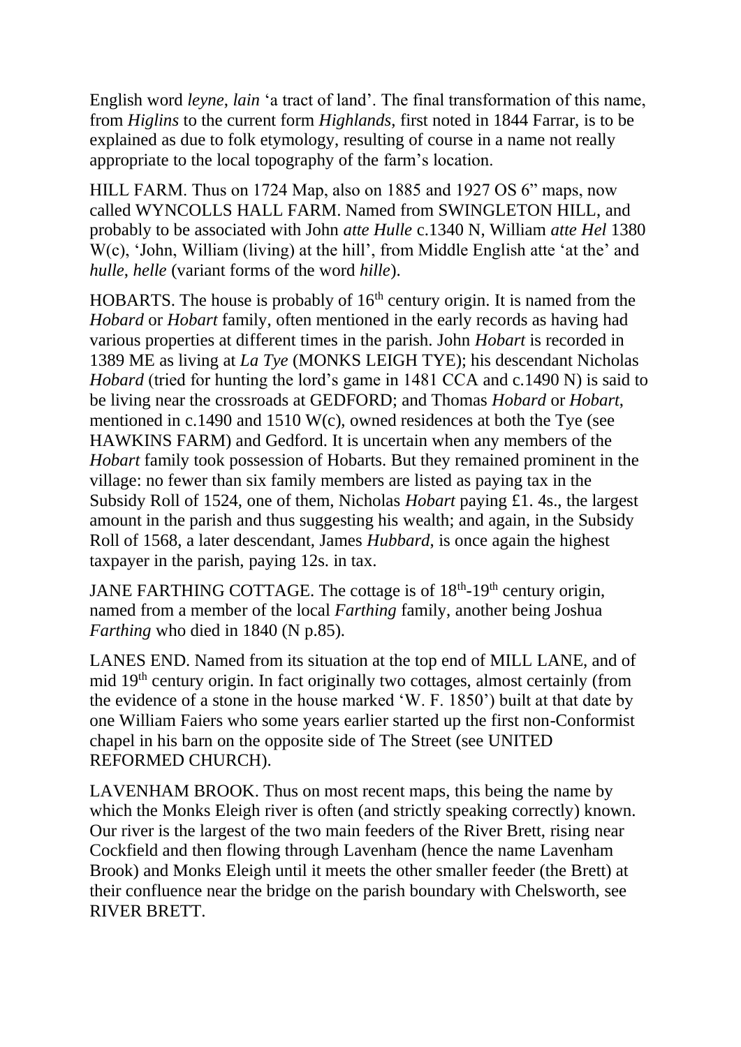English word *leyne*, *lain* 'a tract of land'. The final transformation of this name, from *Higlins* to the current form *Highlands*, first noted in 1844 Farrar, is to be explained as due to folk etymology, resulting of course in a name not really appropriate to the local topography of the farm's location.

HILL FARM. Thus on 1724 Map, also on 1885 and 1927 OS 6" maps, now called WYNCOLLS HALL FARM. Named from SWINGLETON HILL, and probably to be associated with John *atte Hulle* c.1340 N, William *atte Hel* 1380 W(c), 'John, William (living) at the hill', from Middle English atte 'at the' and *hulle*, *helle* (variant forms of the word *hille*).

HOBARTS. The house is probably of 16th century origin. It is named from the *Hobard* or *Hobart* family, often mentioned in the early records as having had various properties at different times in the parish. John *Hobart* is recorded in 1389 ME as living at *La Tye* (MONKS LEIGH TYE); his descendant Nicholas *Hobard* (tried for hunting the lord's game in 1481 CCA and c.1490 N) is said to be living near the crossroads at GEDFORD; and Thomas *Hobard* or *Hobart*, mentioned in c.1490 and 1510 W(c), owned residences at both the Tye (see HAWKINS FARM) and Gedford. It is uncertain when any members of the *Hobart* family took possession of Hobarts. But they remained prominent in the village: no fewer than six family members are listed as paying tax in the Subsidy Roll of 1524, one of them, Nicholas *Hobart* paying £1. 4s., the largest amount in the parish and thus suggesting his wealth; and again, in the Subsidy Roll of 1568, a later descendant, James *Hubbard*, is once again the highest taxpayer in the parish, paying 12s. in tax.

JANE FARTHING COTTAGE. The cottage is of 18th-19th century origin, named from a member of the local *Farthing* family, another being Joshua *Farthing* who died in 1840 (N p.85).

LANES END. Named from its situation at the top end of MILL LANE, and of mid 19th century origin. In fact originally two cottages, almost certainly (from the evidence of a stone in the house marked 'W. F. 1850') built at that date by one William Faiers who some years earlier started up the first non-Conformist chapel in his barn on the opposite side of The Street (see UNITED REFORMED CHURCH).

LAVENHAM BROOK. Thus on most recent maps, this being the name by which the Monks Eleigh river is often (and strictly speaking correctly) known. Our river is the largest of the two main feeders of the River Brett, rising near Cockfield and then flowing through Lavenham (hence the name Lavenham Brook) and Monks Eleigh until it meets the other smaller feeder (the Brett) at their confluence near the bridge on the parish boundary with Chelsworth, see RIVER BRETT.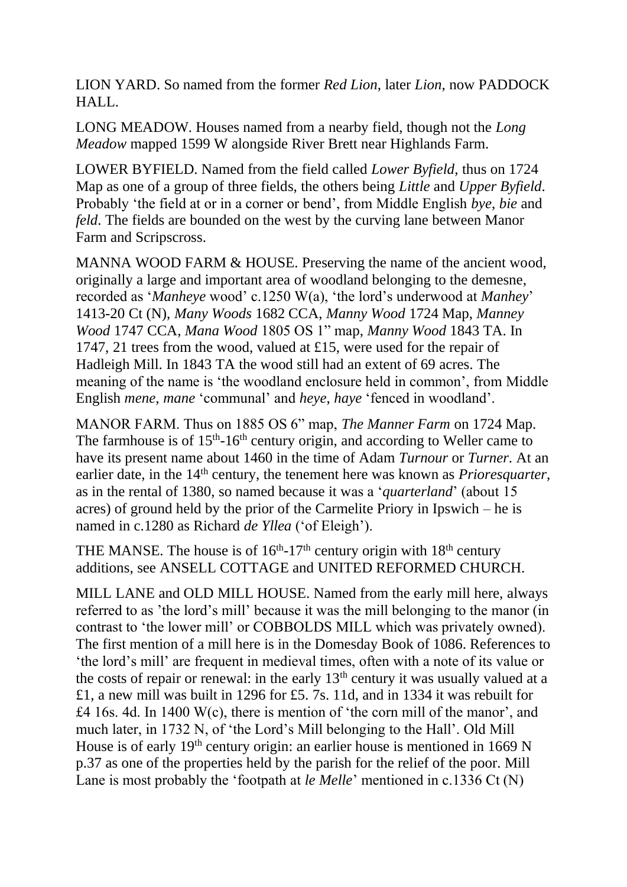LION YARD. So named from the former *Red Lion*, later *Lion,* now PADDOCK HALL.

LONG MEADOW. Houses named from a nearby field, though not the *Long Meadow* mapped 1599 W alongside River Brett near Highlands Farm.

LOWER BYFIELD. Named from the field called *Lower Byfield*, thus on 1724 Map as one of a group of three fields, the others being *Little* and *Upper Byfield*. Probably 'the field at or in a corner or bend', from Middle English *bye*, *bie* and *feld*. The fields are bounded on the west by the curving lane between Manor Farm and Scripscross.

MANNA WOOD FARM & HOUSE. Preserving the name of the ancient wood, originally a large and important area of woodland belonging to the demesne, recorded as '*Manheye* wood' c.1250 W(a), 'the lord's underwood at *Manhey*' 1413-20 Ct (N), *Many Woods* 1682 CCA, *Manny Wood* 1724 Map, *Manney Wood* 1747 CCA, *Mana Wood* 1805 OS 1" map, *Manny Wood* 1843 TA. In 1747, 21 trees from the wood, valued at £15, were used for the repair of Hadleigh Mill. In 1843 TA the wood still had an extent of 69 acres. The meaning of the name is 'the woodland enclosure held in common', from Middle English *mene*, *mane* 'communal' and *heye*, *haye* 'fenced in woodland'.

MANOR FARM. Thus on 1885 OS 6" map, *The Manner Farm* on 1724 Map. The farmhouse is of 15th-16th century origin, and according to Weller came to have its present name about 1460 in the time of Adam *Turnour* or *Turner*. At an earlier date, in the 14th century, the tenement here was known as *Prioresquarter*, as in the rental of 1380, so named because it was a '*quarterland*' (about 15 acres) of ground held by the prior of the Carmelite Priory in Ipswich – he is named in c.1280 as Richard *de Yllea* ('of Eleigh').

THE MANSE. The house is of 16th-17th century origin with 18th century additions, see ANSELL COTTAGE and UNITED REFORMED CHURCH.

MILL LANE and OLD MILL HOUSE. Named from the early mill here, always referred to as 'the lord's mill' because it was the mill belonging to the manor (in contrast to 'the lower mill' or COBBOLDS MILL which was privately owned). The first mention of a mill here is in the Domesday Book of 1086. References to 'the lord's mill' are frequent in medieval times, often with a note of its value or the costs of repair or renewal: in the early 13th century it was usually valued at a £1, a new mill was built in 1296 for £5. 7s. 11d, and in 1334 it was rebuilt for £4 16s. 4d. In 1400 W(c), there is mention of 'the corn mill of the manor', and much later, in 1732 N, of 'the Lord's Mill belonging to the Hall'. Old Mill House is of early 19th century origin: an earlier house is mentioned in 1669 N p.37 as one of the properties held by the parish for the relief of the poor. Mill Lane is most probably the 'footpath at *le Melle*' mentioned in c.1336 Ct (N)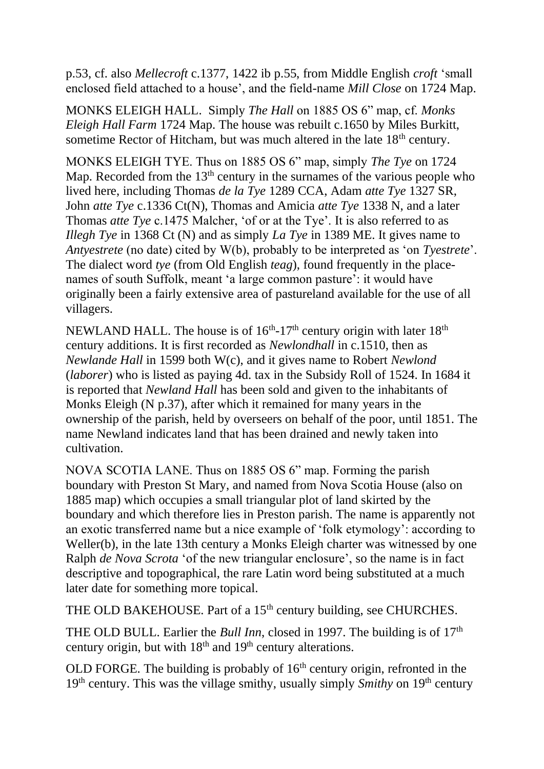p.53, cf. also *Mellecroft* c.1377, 1422 ib p.55, from Middle English *croft* 'small enclosed field attached to a house', and the field-name *Mill Close* on 1724 Map.

MONKS ELEIGH HALL. Simply *The Hall* on 1885 OS 6" map, cf. *Monks Eleigh Hall Farm* 1724 Map. The house was rebuilt c.1650 by Miles Burkitt, sometime Rector of Hitcham, but was much altered in the late 18th century.

MONKS ELEIGH TYE. Thus on 1885 OS 6" map, simply *The Tye* on 1724 Map. Recorded from the 13th century in the surnames of the various people who lived here, including Thomas *de la Tye* 1289 CCA, Adam *atte Tye* 1327 SR, John *atte Tye* c.1336 Ct(N), Thomas and Amicia *atte Tye* 1338 N, and a later Thomas *atte Tye* c.1475 Malcher, 'of or at the Tye'. It is also referred to as *Illegh Tye* in 1368 Ct (N) and as simply *La Tye* in 1389 ME. It gives name to *Antyestrete* (no date) cited by W(b), probably to be interpreted as 'on *Tyestrete*'. The dialect word *tye* (from Old English *teag*), found frequently in the place-names of south Suffolk, meant 'a large common pasture': it would have originally been a fairly extensive area of pastureland available for the use of all villagers.

NEWLAND HALL. The house is of 16th-17th century origin with later 18th century additions. It is first recorded as *Newlondhall* in c.1510, then as *Newlande Hall* in 1599 both W(c), and it gives name to Robert *Newlond* (*laborer*) who is listed as paying 4d. tax in the Subsidy Roll of 1524. In 1684 it is reported that *Newland Hall* has been sold and given to the inhabitants of Monks Eleigh (N p.37), after which it remained for many years in the ownership of the parish, held by overseers on behalf of the poor, until 1851. The name Newland indicates land that has been drained and newly taken into cultivation.

NOVA SCOTIA LANE. Thus on 1885 OS 6" map. Forming the parish boundary with Preston St Mary, and named from Nova Scotia House (also on 1885 map) which occupies a small triangular plot of land skirted by the boundary and which therefore lies in Preston parish. The name is apparently not an exotic transferred name but a nice example of 'folk etymology': according to Weller(b), in the late 13th century a Monks Eleigh charter was witnessed by one Ralph *de Nova Scrota* 'of the new triangular enclosure', so the name is in fact descriptive and topographical, the rare Latin word being substituted at a much later date for something more topical.

THE OLD BAKEHOUSE. Part of a 15th century building, see CHURCHES.

THE OLD BULL. Earlier the *Bull Inn*, closed in 1997. The building is of 17th century origin, but with 18th and 19th century alterations.

OLD FORGE. The building is probably of 16th century origin, refronted in the 19th century. This was the village smithy, usually simply *Smithy* on 19th century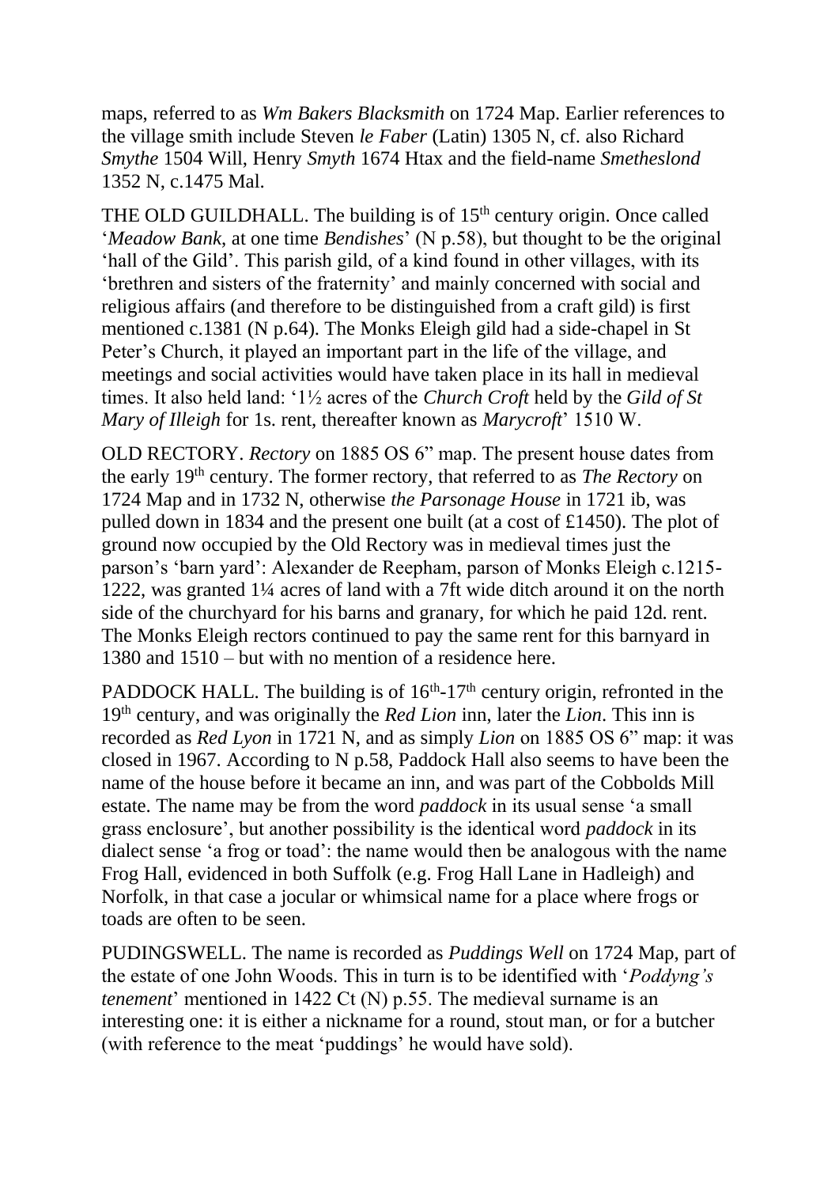maps, referred to as *Wm Bakers Blacksmith* on 1724 Map. Earlier references to the village smith include Steven *le Faber* (Latin) 1305 N, cf. also Richard *Smythe* 1504 Will, Henry *Smyth* 1674 Htax and the field-name *Smetheslond* 1352 N, c.1475 Mal.

THE OLD GUILDHALL. The building is of 15th century origin. Once called '*Meadow Bank*, at one time *Bendishes*' (N p.58), but thought to be the original 'hall of the Gild'. This parish gild, of a kind found in other villages, with its 'brethren and sisters of the fraternity' and mainly concerned with social and religious affairs (and therefore to be distinguished from a craft gild) is first mentioned c.1381 (N p.64). The Monks Eleigh gild had a side-chapel in St Peter's Church, it played an important part in the life of the village, and meetings and social activities would have taken place in its hall in medieval times. It also held land: '1½ acres of the *Church Croft* held by the *Gild of St Mary of Illeigh* for 1s. rent, thereafter known as *Marycroft*' 1510 W.

OLD RECTORY. *Rectory* on 1885 OS 6" map. The present house dates from the early 19th century. The former rectory, that referred to as *The Rectory* on 1724 Map and in 1732 N, otherwise *the Parsonage House* in 1721 ib, was pulled down in 1834 and the present one built (at a cost of £1450). The plot of ground now occupied by the Old Rectory was in medieval times just the parson's 'barn yard': Alexander de Reepham, parson of Monks Eleigh c.1215-1222, was granted 1¼ acres of land with a 7ft wide ditch around it on the north side of the churchyard for his barns and granary, for which he paid 12d. rent. The Monks Eleigh rectors continued to pay the same rent for this barnyard in 1380 and 1510 – but with no mention of a residence here.

PADDOCK HALL. The building is of 16th-17th century origin, refronted in the 19th century, and was originally the *Red Lion* inn, later the *Lion*. This inn is recorded as *Red Lyon* in 1721 N, and as simply *Lion* on 1885 OS 6" map: it was closed in 1967. According to N p.58, Paddock Hall also seems to have been the name of the house before it became an inn, and was part of the Cobbolds Mill estate. The name may be from the word *paddock* in its usual sense 'a small grass enclosure', but another possibility is the identical word *paddock* in its dialect sense 'a frog or toad': the name would then be analogous with the name Frog Hall, evidenced in both Suffolk (e.g. Frog Hall Lane in Hadleigh) and Norfolk, in that case a jocular or whimsical name for a place where frogs or toads are often to be seen.

PUDINGSWELL. The name is recorded as *Puddings Well* on 1724 Map, part of the estate of one John Woods. This in turn is to be identified with '*Poddyng's tenement*' mentioned in 1422 Ct (N) p.55. The medieval surname is an interesting one: it is either a nickname for a round, stout man, or for a butcher (with reference to the meat 'puddings' he would have sold).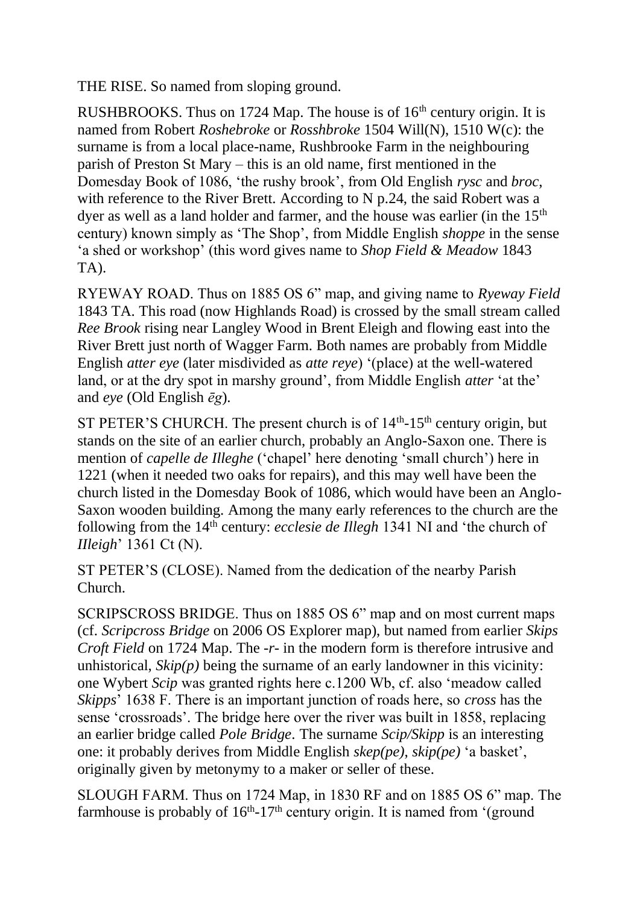THE RISE. So named from sloping ground.

RUSHBROOKS. Thus on 1724 Map. The house is of 16th century origin. It is named from Robert *Roshebroke* or *Rosshbroke* 1504 Will(N), 1510 W(c): the surname is from a local place-name, Rushbrooke Farm in the neighbouring parish of Preston St Mary – this is an old name, first mentioned in the Domesday Book of 1086, 'the rushy brook', from Old English *rysc* and *broc*, with reference to the River Brett. According to N p.24, the said Robert was a dyer as well as a land holder and farmer, and the house was earlier (in the 15th century) known simply as 'The Shop', from Middle English *shoppe* in the sense 'a shed or workshop' (this word gives name to *Shop Field & Meadow* 1843 TA).

RYEWAY ROAD. Thus on 1885 OS 6" map, and giving name to *Ryeway Field* 1843 TA. This road (now Highlands Road) is crossed by the small stream called *Ree Brook* rising near Langley Wood in Brent Eleigh and flowing east into the River Brett just north of Wagger Farm. Both names are probably from Middle English *atter eye* (later misdivided as *atte reye*) '(place) at the well-watered land, or at the dry spot in marshy ground', from Middle English *atter* 'at the' and *eye* (Old English *ēg*).

ST PETER'S CHURCH. The present church is of 14th-15th century origin, but stands on the site of an earlier church, probably an Anglo-Saxon one. There is mention of *capelle de Illeghe* ('chapel' here denoting 'small church') here in 1221 (when it needed two oaks for repairs), and this may well have been the church listed in the Domesday Book of 1086, which would have been an Anglo-Saxon wooden building. Among the many early references to the church are the following from the 14th century: *ecclesie de Illegh* 1341 NI and 'the church of *Illeigh*' 1361 Ct (N).

ST PETER'S (CLOSE). Named from the dedication of the nearby Parish Church.

SCRIPSCROSS BRIDGE. Thus on 1885 OS 6" map and on most current maps (cf. *Scripcross Bridge* on 2006 OS Explorer map), but named from earlier *Skips Croft Field* on 1724 Map. The *-r-* in the modern form is therefore intrusive and unhistorical, *Skip(p)* being the surname of an early landowner in this vicinity: one Wybert *Scip* was granted rights here c.1200 Wb, cf. also 'meadow called *Skipps*' 1638 F. There is an important junction of roads here, so *cross* has the sense 'crossroads'. The bridge here over the river was built in 1858, replacing an earlier bridge called *Pole Bridge*. The surname *Scip/Skipp* is an interesting one: it probably derives from Middle English *skep(pe), skip(pe)* 'a basket', originally given by metonymy to a maker or seller of these.

SLOUGH FARM. Thus on 1724 Map, in 1830 RF and on 1885 OS 6" map. The farmhouse is probably of 16th-17th century origin. It is named from '(ground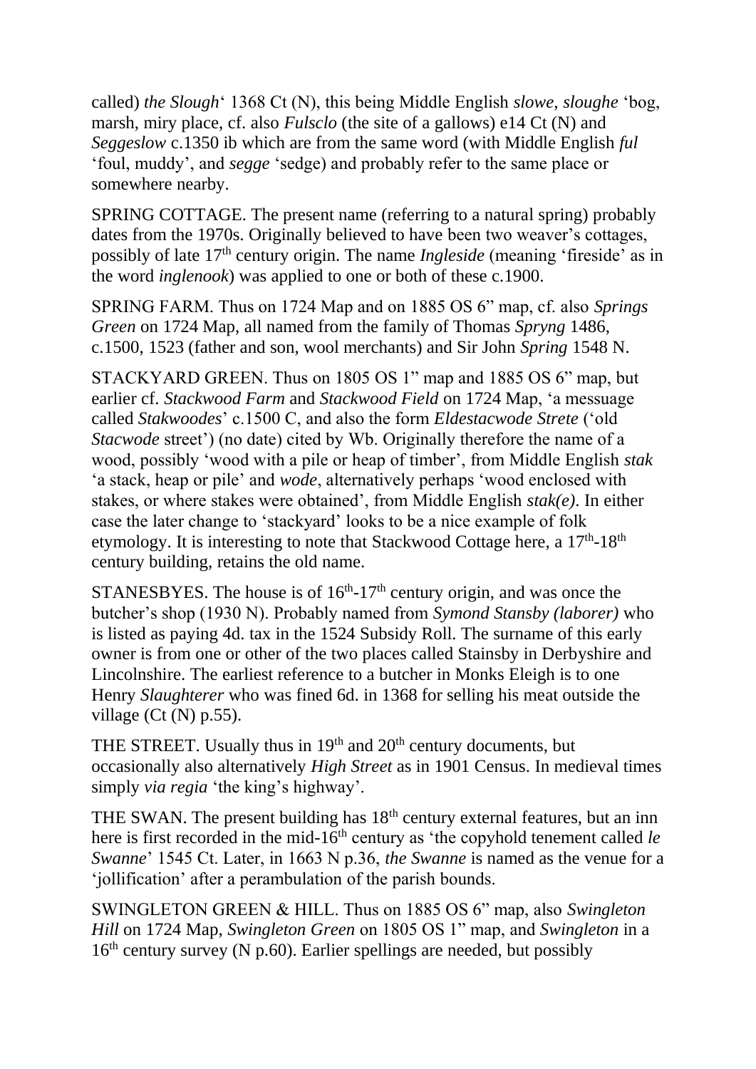called) *the Slough*' 1368 Ct (N), this being Middle English *slowe, sloughe* 'bog, marsh, miry place, cf. also *Fulsclo* (the site of a gallows) e14 Ct (N) and *Seggeslow* c.1350 ib which are from the same word (with Middle English *ful* 'foul, muddy', and *segge* 'sedge) and probably refer to the same place or somewhere nearby.

SPRING COTTAGE. The present name (referring to a natural spring) probably dates from the 1970s. Originally believed to have been two weaver's cottages, possibly of late 17th century origin. The name *Ingleside* (meaning 'fireside' as in the word *inglenook*) was applied to one or both of these c.1900.

SPRING FARM. Thus on 1724 Map and on 1885 OS 6" map, cf. also *Springs Green* on 1724 Map, all named from the family of Thomas *Spryng* 1486, c.1500, 1523 (father and son, wool merchants) and Sir John *Spring* 1548 N.

STACKYARD GREEN. Thus on 1805 OS 1" map and 1885 OS 6" map, but earlier cf. *Stackwood Farm* and *Stackwood Field* on 1724 Map, 'a messuage called *Stakwoodes*' c.1500 C, and also the form *Eldestacwode Strete* ('old *Stacwode* street') (no date) cited by Wb. Originally therefore the name of a wood, possibly 'wood with a pile or heap of timber', from Middle English *stak* 'a stack, heap or pile' and *wode*, alternatively perhaps 'wood enclosed with stakes, or where stakes were obtained', from Middle English *stak(e)*. In either case the later change to 'stackyard' looks to be a nice example of folk etymology. It is interesting to note that Stackwood Cottage here, a 17th-18th century building, retains the old name.

STANESBYES. The house is of 16th-17th century origin, and was once the butcher's shop (1930 N). Probably named from *Symond Stansby (laborer)* who is listed as paying 4d. tax in the 1524 Subsidy Roll. The surname of this early owner is from one or other of the two places called Stainsby in Derbyshire and Lincolnshire. The earliest reference to a butcher in Monks Eleigh is to one Henry *Slaughterer* who was fined 6d. in 1368 for selling his meat outside the village (Ct (N) p.55).

THE STREET. Usually thus in 19th and 20th century documents, but occasionally also alternatively *High Street* as in 1901 Census. In medieval times simply *via regia* 'the king's highway'.

THE SWAN. The present building has 18th century external features, but an inn here is first recorded in the mid-16th century as 'the copyhold tenement called *le Swanne*' 1545 Ct. Later, in 1663 N p.36, *the Swanne* is named as the venue for a 'jollification' after a perambulation of the parish bounds.

SWINGLETON GREEN & HILL. Thus on 1885 OS 6" map, also *Swingleton Hill* on 1724 Map, *Swingleton Green* on 1805 OS 1" map, and *Swingleton* in a 16th century survey (N p.60). Earlier spellings are needed, but possibly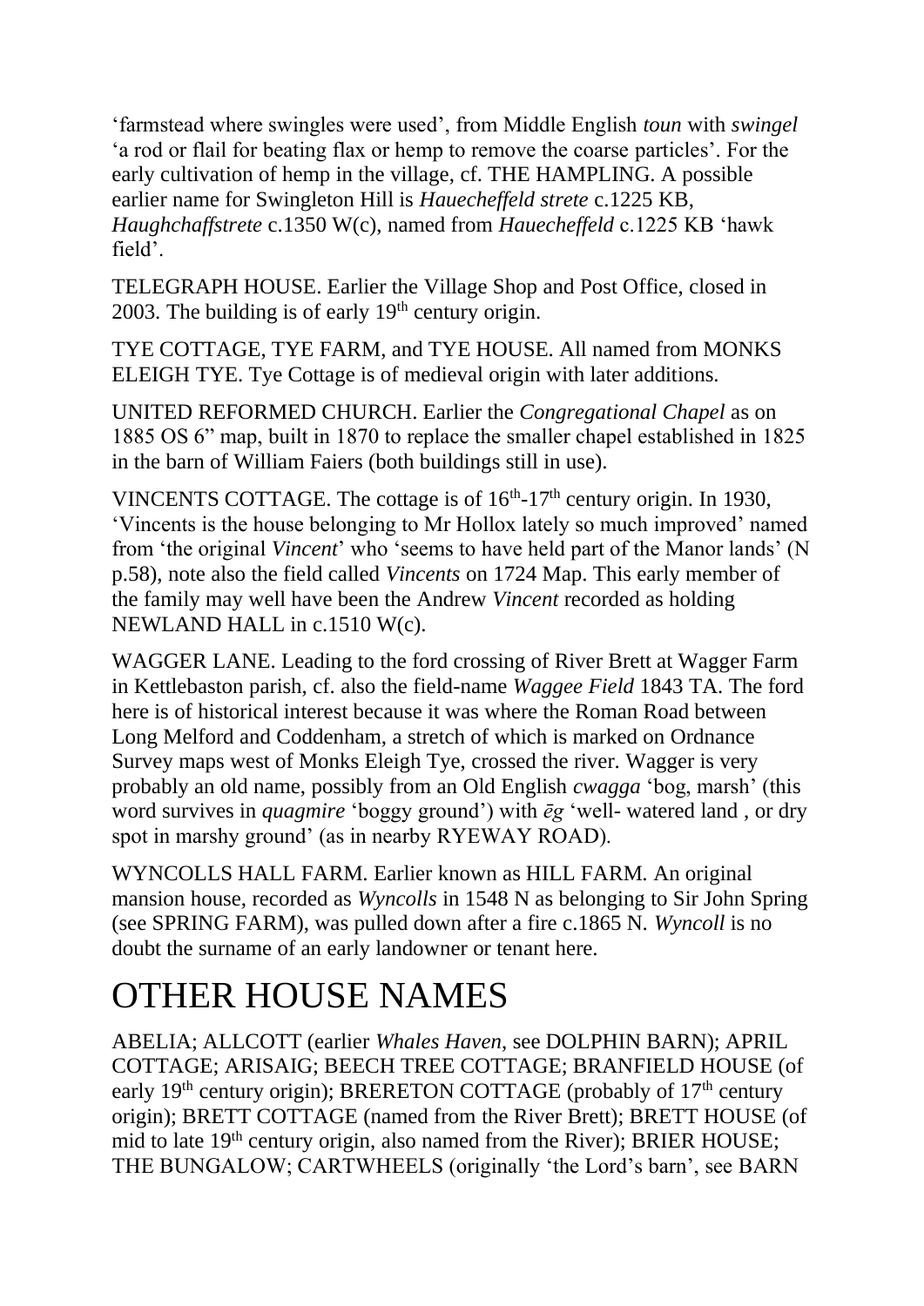'farmstead where swingles were used', from Middle English *toun* with *swingel* 'a rod or flail for beating flax or hemp to remove the coarse particles'. For the early cultivation of hemp in the village, cf. THE HAMPLING. A possible earlier name for Swingleton Hill is *Hauecheffeld strete* c.1225 KB, *Haughchaffstrete* c.1350 W(c), named from *Hauecheffeld* c.1225 KB 'hawk field'.

TELEGRAPH HOUSE. Earlier the Village Shop and Post Office, closed in 2003. The building is of early 19th century origin.

TYE COTTAGE, TYE FARM, and TYE HOUSE. All named from MONKS ELEIGH TYE. Tye Cottage is of medieval origin with later additions.

UNITED REFORMED CHURCH. Earlier the *Congregational Chapel* as on 1885 OS 6" map, built in 1870 to replace the smaller chapel established in 1825 in the barn of William Faiers (both buildings still in use).

VINCENTS COTTAGE. The cottage is of 16th-17th century origin. In 1930, 'Vincents is the house belonging to Mr Hollox lately so much improved' named from 'the original *Vincent*' who 'seems to have held part of the Manor lands' (N p.58), note also the field called *Vincents* on 1724 Map. This early member of the family may well have been the Andrew *Vincent* recorded as holding NEWLAND HALL in c.1510 W(c).

WAGGER LANE. Leading to the ford crossing of River Brett at Wagger Farm in Kettlebaston parish, cf. also the field-name *Waggee Field* 1843 TA. The ford here is of historical interest because it was where the Roman Road between Long Melford and Coddenham, a stretch of which is marked on Ordnance Survey maps west of Monks Eleigh Tye, crossed the river. Wagger is very probably an old name, possibly from an Old English *cwagga* 'bog, marsh' (this word survives in *quagmire* 'boggy ground') with *ēg* 'well- watered land , or dry spot in marshy ground' (as in nearby RYEWAY ROAD).

WYNCOLLS HALL FARM. Earlier known as HILL FARM. An original mansion house, recorded as *Wyncolls* in 1548 N as belonging to Sir John Spring (see SPRING FARM), was pulled down after a fire c.1865 N. *Wyncoll* is no doubt the surname of an early landowner or tenant here.

# OTHER HOUSE NAMES

ABELIA; ALLCOTT (earlier *Whales Haven*, see DOLPHIN BARN); APRIL COTTAGE; ARISAIG; BEECH TREE COTTAGE; BRANFIELD HOUSE (of early 19th century origin); BRERETON COTTAGE (probably of 17th century origin); BRETT COTTAGE (named from the River Brett); BRETT HOUSE (of mid to late 19th century origin, also named from the River); BRIER HOUSE; THE BUNGALOW; CARTWHEELS (originally 'the Lord's barn', see BARN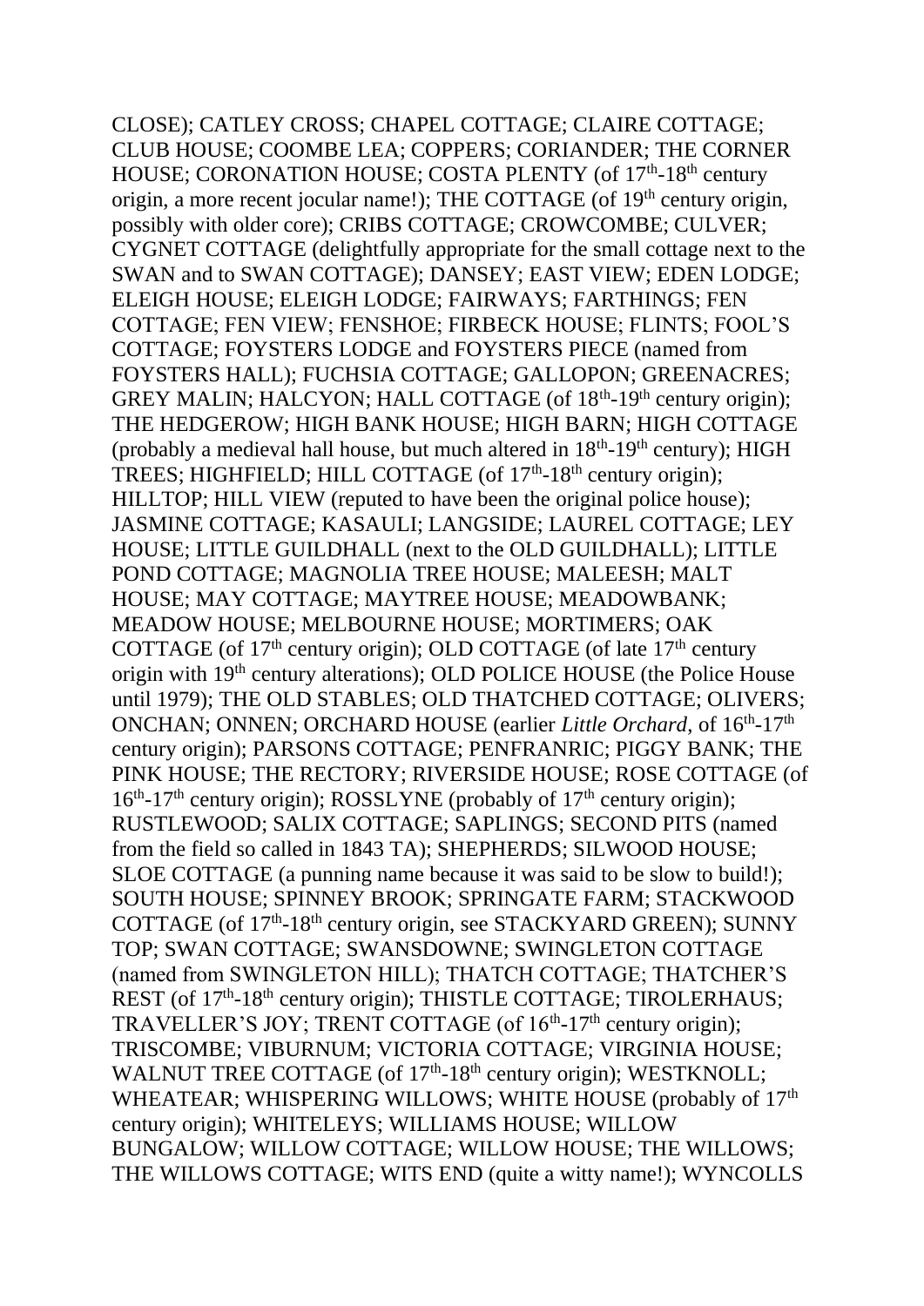CLOSE); CATLEY CROSS; CHAPEL COTTAGE; CLAIRE COTTAGE; CLUB HOUSE; COOMBE LEA; COPPERS; CORIANDER; THE CORNER HOUSE; CORONATION HOUSE; COSTA PLENTY (of 17th-18th century origin, a more recent jocular name!); THE COTTAGE (of 19th century origin, possibly with older core); CRIBS COTTAGE; CROWCOMBE; CULVER; CYGNET COTTAGE (delightfully appropriate for the small cottage next to the SWAN and to SWAN COTTAGE); DANSEY; EAST VIEW; EDEN LODGE; ELEIGH HOUSE; ELEIGH LODGE; FAIRWAYS; FARTHINGS; FEN COTTAGE; FEN VIEW; FENSHOE; FIRBECK HOUSE; FLINTS; FOOL'S COTTAGE; FOYSTERS LODGE and FOYSTERS PIECE (named from FOYSTERS HALL); FUCHSIA COTTAGE; GALLOPON; GREENACRES; GREY MALIN; HALCYON; HALL COTTAGE (of 18th-19th century origin); THE HEDGEROW; HIGH BANK HOUSE; HIGH BARN; HIGH COTTAGE (probably a medieval hall house, but much altered in 18th-19th century); HIGH TREES; HIGHFIELD; HILL COTTAGE (of 17th-18th century origin); HILLTOP; HILL VIEW (reputed to have been the original police house); JASMINE COTTAGE; KASAULI; LANGSIDE; LAUREL COTTAGE; LEY HOUSE; LITTLE GUILDHALL (next to the OLD GUILDHALL); LITTLE POND COTTAGE; MAGNOLIA TREE HOUSE; MALEESH; MALT HOUSE; MAY COTTAGE; MAYTREE HOUSE; MEADOWBANK; MEADOW HOUSE; MELBOURNE HOUSE; MORTIMERS; OAK COTTAGE (of 17th century origin); OLD COTTAGE (of late 17th century origin with 19th century alterations); OLD POLICE HOUSE (the Police House until 1979); THE OLD STABLES; OLD THATCHED COTTAGE; OLIVERS; ONCHAN; ONNEN; ORCHARD HOUSE (earlier *Little Orchard*, of 16th-17th century origin); PARSONS COTTAGE; PENFRANRIC; PIGGY BANK; THE PINK HOUSE; THE RECTORY; RIVERSIDE HOUSE; ROSE COTTAGE (of 16th-17th century origin); ROSSLYNE (probably of 17th century origin); RUSTLEWOOD; SALIX COTTAGE; SAPLINGS; SECOND PITS (named from the field so called in 1843 TA); SHEPHERDS; SILWOOD HOUSE; SLOE COTTAGE (a punning name because it was said to be slow to build!); SOUTH HOUSE; SPINNEY BROOK; SPRINGATE FARM; STACKWOOD COTTAGE (of 17th-18th century origin, see STACKYARD GREEN); SUNNY TOP; SWAN COTTAGE; SWANSDOWNE; SWINGLETON COTTAGE (named from SWINGLETON HILL); THATCH COTTAGE; THATCHER'S REST (of 17th-18th century origin); THISTLE COTTAGE; TIROLERHAUS; TRAVELLER'S JOY; TRENT COTTAGE (of 16th-17th century origin); TRISCOMBE; VIBURNUM; VICTORIA COTTAGE; VIRGINIA HOUSE; WALNUT TREE COTTAGE (of 17th-18th century origin); WESTKNOLL; WHEATEAR; WHISPERING WILLOWS; WHITE HOUSE (probably of 17th century origin); WHITELEYS; WILLIAMS HOUSE; WILLOW BUNGALOW; WILLOW COTTAGE; WILLOW HOUSE; THE WILLOWS; THE WILLOWS COTTAGE; WITS END (quite a witty name!); WYNCOLLS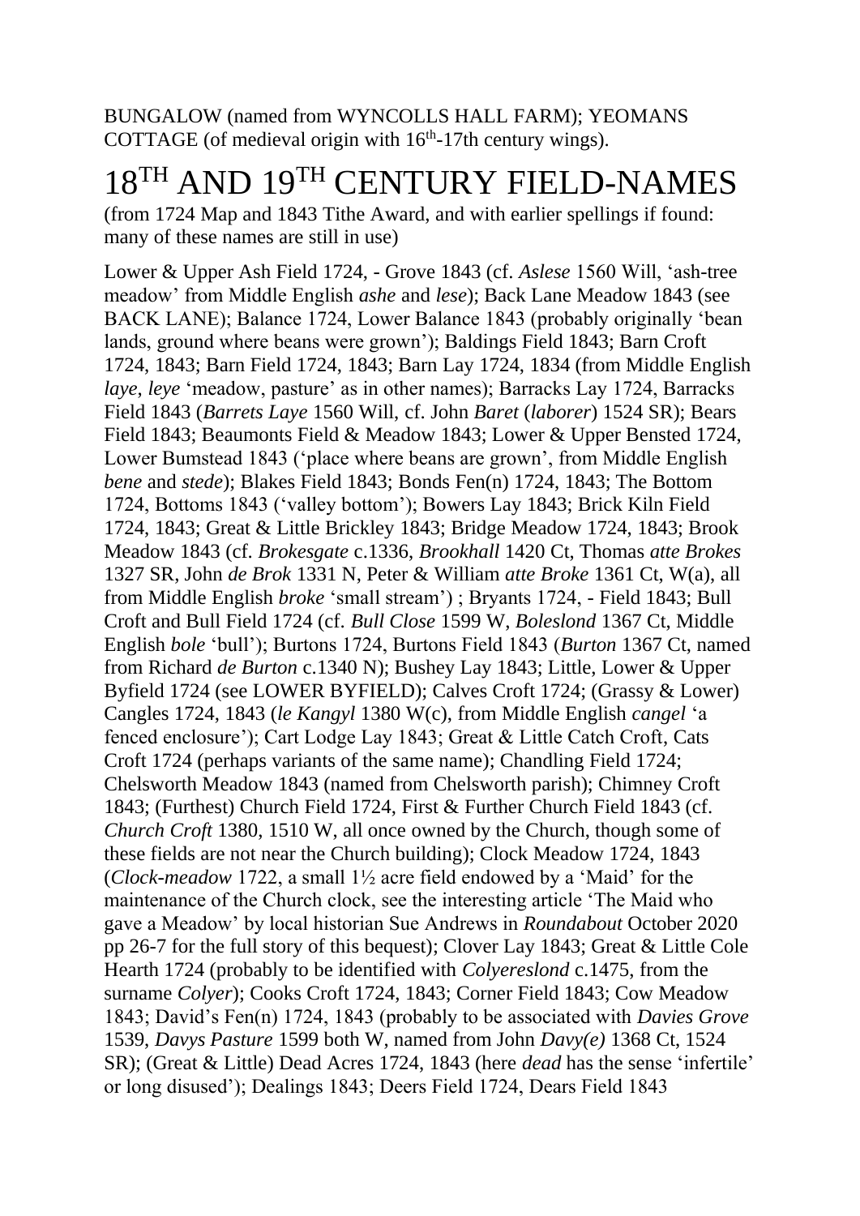BUNGALOW (named from WYNCOLLS HALL FARM); YEOMANS COTTAGE (of medieval origin with 16th-17th century wings).

# 18TH AND 19TH CENTURY FIELD-NAMES

(from 1724 Map and 1843 Tithe Award, and with earlier spellings if found: many of these names are still in use)

Lower & Upper Ash Field 1724, - Grove 1843 (cf. *Aslese* 1560 Will, 'ash-tree meadow' from Middle English *ashe* and *lese*); Back Lane Meadow 1843 (see BACK LANE); Balance 1724, Lower Balance 1843 (probably originally 'bean lands, ground where beans were grown'); Baldings Field 1843; Barn Croft 1724, 1843; Barn Field 1724, 1843; Barn Lay 1724, 1834 (from Middle English *laye, leye* 'meadow, pasture' as in other names); Barracks Lay 1724, Barracks Field 1843 (*Barrets Laye* 1560 Will, cf. John *Baret* (*laborer*) 1524 SR); Bears Field 1843; Beaumonts Field & Meadow 1843; Lower & Upper Bensted 1724, Lower Bumstead 1843 ('place where beans are grown', from Middle English *bene* and *stede*); Blakes Field 1843; Bonds Fen(n) 1724, 1843; The Bottom 1724, Bottoms 1843 ('valley bottom'); Bowers Lay 1843; Brick Kiln Field 1724, 1843; Great & Little Brickley 1843; Bridge Meadow 1724, 1843; Brook Meadow 1843 (cf. *Brokesgate* c.1336, *Brookhall* 1420 Ct, Thomas *atte Brokes* 1327 SR, John *de Brok* 1331 N, Peter & William *atte Broke* 1361 Ct, W(a), all from Middle English *broke* 'small stream') ; Bryants 1724, - Field 1843; Bull Croft and Bull Field 1724 (cf. *Bull Close* 1599 W, *Boleslond* 1367 Ct, Middle English *bole* 'bull'); Burtons 1724, Burtons Field 1843 (*Burton* 1367 Ct, named from Richard *de Burton* c.1340 N); Bushey Lay 1843; Little, Lower & Upper Byfield 1724 (see LOWER BYFIELD); Calves Croft 1724; (Grassy & Lower) Cangles 1724, 1843 (*le Kangyl* 1380 W(c), from Middle English *cangel* 'a fenced enclosure'); Cart Lodge Lay 1843; Great & Little Catch Croft, Cats Croft 1724 (perhaps variants of the same name); Chandling Field 1724; Chelsworth Meadow 1843 (named from Chelsworth parish); Chimney Croft 1843; (Furthest) Church Field 1724, First & Further Church Field 1843 (cf. *Church Croft* 1380, 1510 W, all once owned by the Church, though some of these fields are not near the Church building); Clock Meadow 1724, 1843 (*Clock-meadow* 1722, a small 1½ acre field endowed by a 'Maid' for the maintenance of the Church clock, see the interesting article 'The Maid who gave a Meadow' by local historian Sue Andrews in *Roundabout* October 2020 pp 26-7 for the full story of this bequest); Clover Lay 1843; Great & Little Cole Hearth 1724 (probably to be identified with *Colyereslond* c.1475, from the surname *Colyer*); Cooks Croft 1724, 1843; Corner Field 1843; Cow Meadow 1843; David's Fen(n) 1724, 1843 (probably to be associated with *Davies Grove* 1539, *Davys Pasture* 1599 both W, named from John *Davy(e)* 1368 Ct, 1524 SR); (Great & Little) Dead Acres 1724, 1843 (here *dead* has the sense 'infertile' or long disused'); Dealings 1843; Deers Field 1724, Dears Field 1843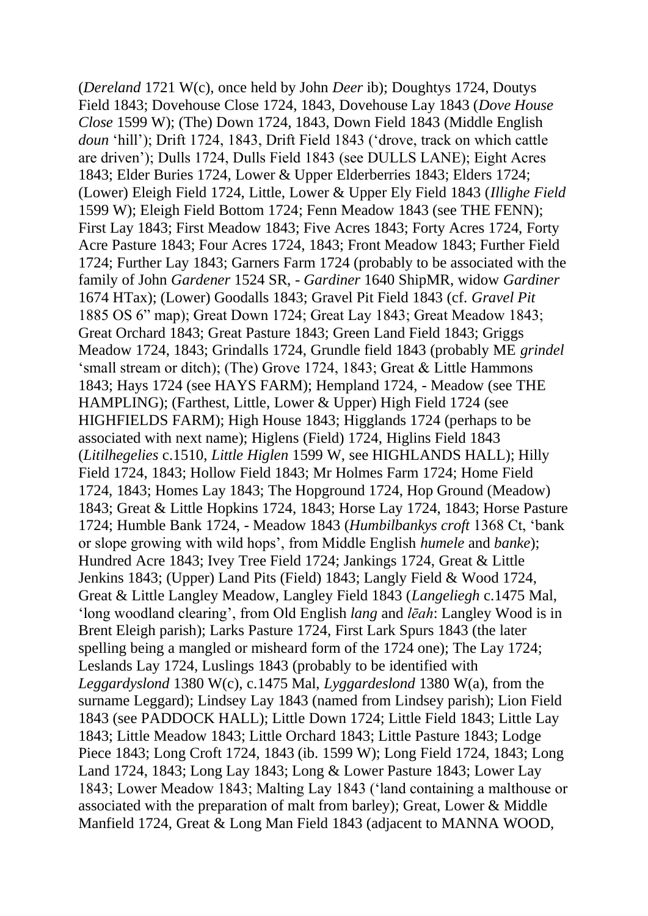(*Dereland* 1721 W(c), once held by John *Deer* ib); Doughtys 1724, Doutys Field 1843; Dovehouse Close 1724, 1843, Dovehouse Lay 1843 (*Dove House Close* 1599 W); (The) Down 1724, 1843, Down Field 1843 (Middle English *doun* 'hill'); Drift 1724, 1843, Drift Field 1843 ('drove, track on which cattle are driven'); Dulls 1724, Dulls Field 1843 (see DULLS LANE); Eight Acres 1843; Elder Buries 1724, Lower & Upper Elderberries 1843; Elders 1724; (Lower) Eleigh Field 1724, Little, Lower & Upper Ely Field 1843 (*Illighe Field* 1599 W); Eleigh Field Bottom 1724; Fenn Meadow 1843 (see THE FENN); First Lay 1843; First Meadow 1843; Five Acres 1843; Forty Acres 1724, Forty Acre Pasture 1843; Four Acres 1724, 1843; Front Meadow 1843; Further Field 1724; Further Lay 1843; Garners Farm 1724 (probably to be associated with the family of John *Gardener* 1524 SR, - *Gardiner* 1640 ShipMR, widow *Gardiner* 1674 HTax); (Lower) Goodalls 1843; Gravel Pit Field 1843 (cf. *Gravel Pit* 1885 OS 6" map); Great Down 1724; Great Lay 1843; Great Meadow 1843; Great Orchard 1843; Great Pasture 1843; Green Land Field 1843; Griggs Meadow 1724, 1843; Grindalls 1724, Grundle field 1843 (probably ME *grindel* 'small stream or ditch); (The) Grove 1724, 1843; Great & Little Hammons 1843; Hays 1724 (see HAYS FARM); Hempland 1724, - Meadow (see THE HAMPLING); (Farthest, Little, Lower & Upper) High Field 1724 (see HIGHFIELDS FARM); High House 1843; Higglands 1724 (perhaps to be associated with next name); Higlens (Field) 1724, Higlins Field 1843 (*Litilhegelies* c.1510, *Little Higlen* 1599 W, see HIGHLANDS HALL); Hilly Field 1724, 1843; Hollow Field 1843; Mr Holmes Farm 1724; Home Field 1724, 1843; Homes Lay 1843; The Hopground 1724, Hop Ground (Meadow) 1843; Great & Little Hopkins 1724, 1843; Horse Lay 1724, 1843; Horse Pasture 1724; Humble Bank 1724, - Meadow 1843 (*Humbilbankys croft* 1368 Ct, 'bank or slope growing with wild hops', from Middle English *humele* and *banke*); Hundred Acre 1843; Ivey Tree Field 1724; Jankings 1724, Great & Little Jenkins 1843; (Upper) Land Pits (Field) 1843; Langly Field & Wood 1724, Great & Little Langley Meadow, Langley Field 1843 (*Langeliegh* c.1475 Mal, 'long woodland clearing', from Old English *lang* and *lēah*: Langley Wood is in Brent Eleigh parish); Larks Pasture 1724, First Lark Spurs 1843 (the later spelling being a mangled or misheard form of the 1724 one); The Lay 1724; Leslands Lay 1724, Luslings 1843 (probably to be identified with *Leggardyslond* 1380 W(c), c.1475 Mal, *Lyggardeslond* 1380 W(a), from the surname Leggard); Lindsey Lay 1843 (named from Lindsey parish); Lion Field 1843 (see PADDOCK HALL); Little Down 1724; Little Field 1843; Little Lay 1843; Little Meadow 1843; Little Orchard 1843; Little Pasture 1843; Lodge Piece 1843; Long Croft 1724, 1843 (ib. 1599 W); Long Field 1724, 1843; Long Land 1724, 1843; Long Lay 1843; Long & Lower Pasture 1843; Lower Lay 1843; Lower Meadow 1843; Malting Lay 1843 ('land containing a malthouse or associated with the preparation of malt from barley); Great, Lower & Middle Manfield 1724, Great & Long Man Field 1843 (adjacent to MANNA WOOD,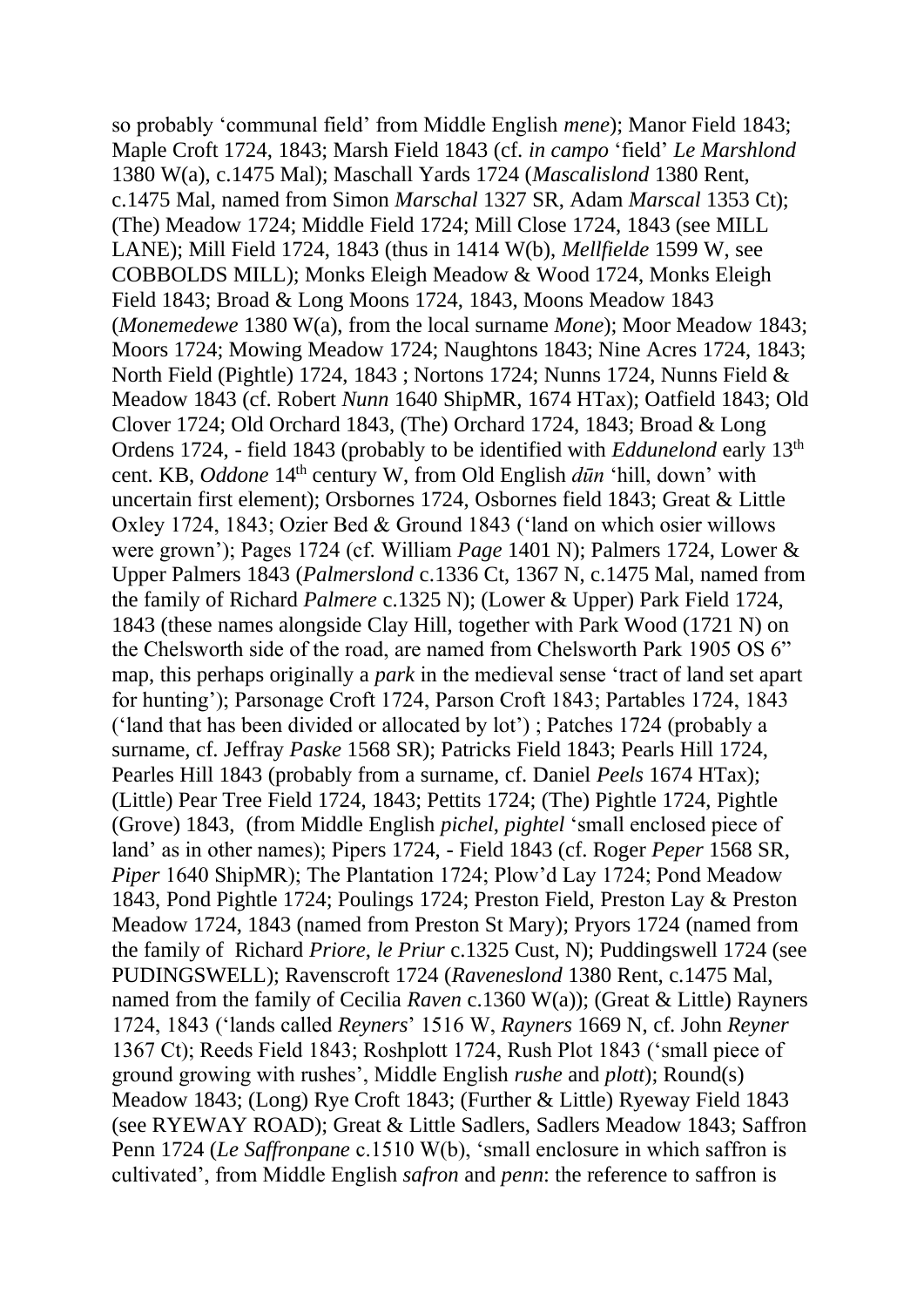so probably 'communal field' from Middle English *mene*); Manor Field 1843; Maple Croft 1724, 1843; Marsh Field 1843 (cf. *in campo* 'field' *Le Marshlond* 1380 W(a), c.1475 Mal); Maschall Yards 1724 (*Mascalislond* 1380 Rent, c.1475 Mal, named from Simon *Marschal* 1327 SR, Adam *Marscal* 1353 Ct); (The) Meadow 1724; Middle Field 1724; Mill Close 1724, 1843 (see MILL LANE); Mill Field 1724, 1843 (thus in 1414 W(b), *Mellfielde* 1599 W, see COBBOLDS MILL); Monks Eleigh Meadow & Wood 1724, Monks Eleigh Field 1843; Broad & Long Moons 1724, 1843, Moons Meadow 1843 (*Monemedewe* 1380 W(a), from the local surname *Mone*); Moor Meadow 1843; Moors 1724; Mowing Meadow 1724; Naughtons 1843; Nine Acres 1724, 1843; North Field (Pightle) 1724, 1843 ; Nortons 1724; Nunns 1724, Nunns Field & Meadow 1843 (cf. Robert *Nunn* 1640 ShipMR, 1674 HTax); Oatfield 1843; Old Clover 1724; Old Orchard 1843, (The) Orchard 1724, 1843; Broad & Long Ordens 1724, - field 1843 (probably to be identified with *Eddunelond* early 13th cent. KB, *Oddone* 14th century W, from Old English *dūn* 'hill, down' with uncertain first element); Orsbornes 1724, Osbornes field 1843; Great & Little Oxley 1724, 1843; Ozier Bed & Ground 1843 ('land on which osier willows were grown'); Pages 1724 (cf. William *Page* 1401 N); Palmers 1724, Lower & Upper Palmers 1843 (*Palmerslond* c.1336 Ct, 1367 N, c.1475 Mal, named from the family of Richard *Palmere* c.1325 N); (Lower & Upper) Park Field 1724, 1843 (these names alongside Clay Hill, together with Park Wood (1721 N) on the Chelsworth side of the road, are named from Chelsworth Park 1905 OS 6" map, this perhaps originally a *park* in the medieval sense 'tract of land set apart for hunting'); Parsonage Croft 1724, Parson Croft 1843; Partables 1724, 1843 ('land that has been divided or allocated by lot') ; Patches 1724 (probably a surname, cf. Jeffray *Paske* 1568 SR); Patricks Field 1843; Pearls Hill 1724, Pearles Hill 1843 (probably from a surname, cf. Daniel *Peels* 1674 HTax); (Little) Pear Tree Field 1724, 1843; Pettits 1724; (The) Pightle 1724, Pightle (Grove) 1843, (from Middle English *pichel*, *pightel* 'small enclosed piece of land' as in other names); Pipers 1724, - Field 1843 (cf. Roger *Peper* 1568 SR, *Piper* 1640 ShipMR); The Plantation 1724; Plow'd Lay 1724; Pond Meadow 1843, Pond Pightle 1724; Poulings 1724; Preston Field, Preston Lay & Preston Meadow 1724, 1843 (named from Preston St Mary); Pryors 1724 (named from the family of Richard *Priore*, *le Priur* c.1325 Cust, N); Puddingswell 1724 (see PUDINGSWELL); Ravenscroft 1724 (*Raveneslond* 1380 Rent, c.1475 Mal, named from the family of Cecilia *Raven* c.1360 W(a)); (Great & Little) Rayners 1724, 1843 ('lands called *Reyners*' 1516 W, *Rayners* 1669 N, cf. John *Reyner* 1367 Ct); Reeds Field 1843; Roshplott 1724, Rush Plot 1843 ('small piece of ground growing with rushes', Middle English *rushe* and *plott*); Round(s) Meadow 1843; (Long) Rye Croft 1843; (Further & Little) Ryeway Field 1843 (see RYEWAY ROAD); Great & Little Sadlers, Sadlers Meadow 1843; Saffron Penn 1724 (*Le Saffronpane* c.1510 W(b), 'small enclosure in which saffron is cultivated', from Middle English *safron* and *penn*: the reference to saffron is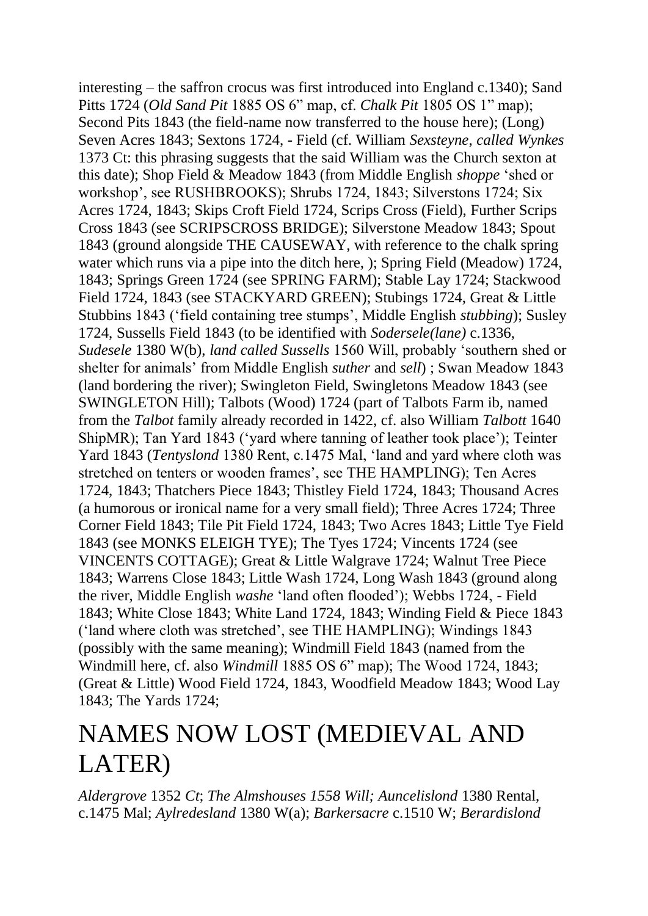interesting – the saffron crocus was first introduced into England c.1340); Sand Pitts 1724 (*Old Sand Pit* 1885 OS 6" map, cf. *Chalk Pit* 1805 OS 1" map); Second Pits 1843 (the field-name now transferred to the house here); (Long) Seven Acres 1843; Sextons 1724, - Field (cf. William *Sexsteyne, called Wynkes* 1373 Ct: this phrasing suggests that the said William was the Church sexton at this date); Shop Field & Meadow 1843 (from Middle English *shoppe* 'shed or workshop', see RUSHBROOKS); Shrubs 1724, 1843; Silverstons 1724; Six Acres 1724, 1843; Skips Croft Field 1724, Scrips Cross (Field), Further Scrips Cross 1843 (see SCRIPSCROSS BRIDGE); Silverstone Meadow 1843; Spout 1843 (ground alongside THE CAUSEWAY, with reference to the chalk spring water which runs via a pipe into the ditch here, ); Spring Field (Meadow) 1724, 1843; Springs Green 1724 (see SPRING FARM); Stable Lay 1724; Stackwood Field 1724, 1843 (see STACKYARD GREEN); Stubings 1724, Great & Little Stubbins 1843 ('field containing tree stumps', Middle English *stubbing*); Susley 1724, Sussells Field 1843 (to be identified with *Sodersele(lane)* c.1336, *Sudesele* 1380 W(b), *land called Sussells* 1560 Will, probably 'southern shed or shelter for animals' from Middle English *suther* and *sell*) ; Swan Meadow 1843 (land bordering the river); Swingleton Field, Swingletons Meadow 1843 (see SWINGLETON Hill); Talbots (Wood) 1724 (part of Talbots Farm ib, named from the *Talbot* family already recorded in 1422, cf. also William *Talbott* 1640 ShipMR); Tan Yard 1843 ('yard where tanning of leather took place'); Teinter Yard 1843 (*Tentyslond* 1380 Rent, c.1475 Mal, 'land and yard where cloth was stretched on tenters or wooden frames', see THE HAMPLING); Ten Acres 1724, 1843; Thatchers Piece 1843; Thistley Field 1724, 1843; Thousand Acres (a humorous or ironical name for a very small field); Three Acres 1724; Three Corner Field 1843; Tile Pit Field 1724, 1843; Two Acres 1843; Little Tye Field 1843 (see MONKS ELEIGH TYE); The Tyes 1724; Vincents 1724 (see VINCENTS COTTAGE); Great & Little Walgrave 1724; Walnut Tree Piece 1843; Warrens Close 1843; Little Wash 1724, Long Wash 1843 (ground along the river, Middle English *washe* 'land often flooded'); Webbs 1724, - Field 1843; White Close 1843; White Land 1724, 1843; Winding Field & Piece 1843 ('land where cloth was stretched', see THE HAMPLING); Windings 1843 (possibly with the same meaning); Windmill Field 1843 (named from the Windmill here, cf. also *Windmill* 1885 OS 6" map); The Wood 1724, 1843; (Great & Little) Wood Field 1724, 1843, Woodfield Meadow 1843; Wood Lay 1843; The Yards 1724;

# NAMES NOW LOST (MEDIEVAL AND LATER)

*Aldergrove* 1352 *Ct*; *The Almshouses 1558 Will; Auncelislond* 1380 Rental, c.1475 Mal; *Aylredesland* 1380 W(a); *Barkersacre* c.1510 W; *Berardislond*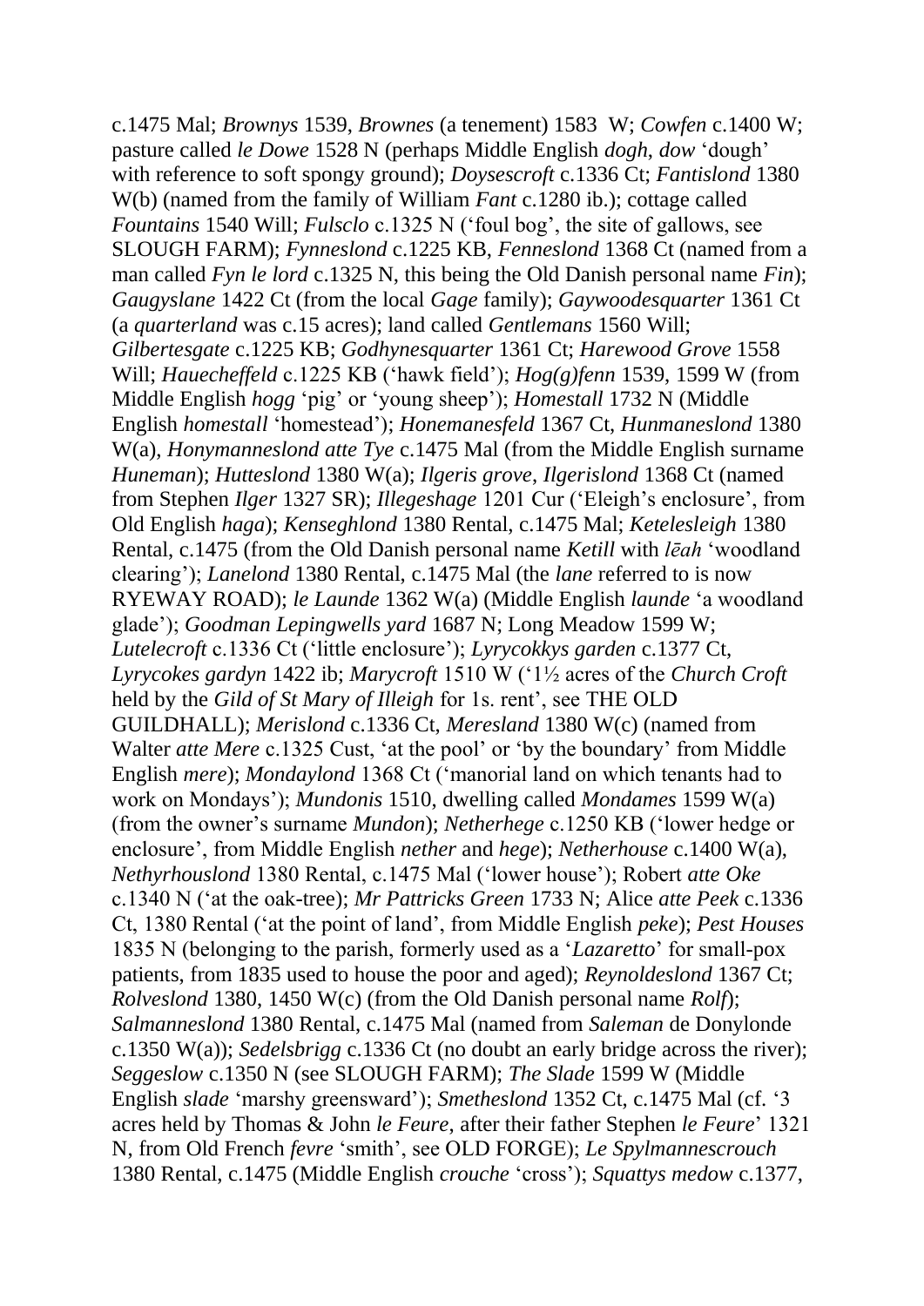c.1475 Mal; *Brownys* 1539, *Brownes* (a tenement) 1583 W; *Cowfen* c.1400 W; pasture called *le Dowe* 1528 N (perhaps Middle English *dogh*, *dow* 'dough' with reference to soft spongy ground); *Doysescroft* c.1336 Ct; *Fantislond* 1380 W(b) (named from the family of William *Fant* c.1280 ib.); cottage called *Fountains* 1540 Will; *Fulsclo* c.1325 N ('foul bog', the site of gallows, see SLOUGH FARM); *Fynneslond* c.1225 KB, *Fenneslond* 1368 Ct (named from a man called *Fyn le lord* c.1325 N, this being the Old Danish personal name *Fin*); *Gaugyslane* 1422 Ct (from the local *Gage* family); *Gaywoodesquarter* 1361 Ct (a *quarterland* was c.15 acres); land called *Gentlemans* 1560 Will; *Gilbertesgate* c.1225 KB; *Godhynesquarter* 1361 Ct; *Harewood Grove* 1558 Will; *Hauecheffeld* c.1225 KB ('hawk field'); *Hog(g)fenn* 1539, 1599 W (from Middle English *hogg* 'pig' or 'young sheep'); *Homestall* 1732 N (Middle English *homestall* 'homestead'); *Honemanesfeld* 1367 Ct, *Hunmaneslond* 1380 W(a), *Honymanneslond atte Tye* c.1475 Mal (from the Middle English surname *Huneman*); *Hutteslond* 1380 W(a); *Ilgeris grove*, *Ilgerislond* 1368 Ct (named from Stephen *Ilger* 1327 SR); *Illegeshage* 1201 Cur ('Eleigh's enclosure', from Old English *haga*); *Kenseghlond* 1380 Rental, c.1475 Mal; *Ketelesleigh* 1380 Rental, c.1475 (from the Old Danish personal name *Ketill* with *lēah* 'woodland clearing'); *Lanelond* 1380 Rental, c.1475 Mal (the *lane* referred to is now RYEWAY ROAD); *le Launde* 1362 W(a) (Middle English *launde* 'a woodland glade'); *Goodman Lepingwells yard* 1687 N; Long Meadow 1599 W; *Lutelecroft* c.1336 Ct ('little enclosure'); *Lyrycokkys garden* c.1377 Ct, *Lyrycokes gardyn* 1422 ib; *Marycroft* 1510 W ('1½ acres of the *Church Croft* held by the *Gild of St Mary of Illeigh* for 1s. rent', see THE OLD GUILDHALL); *Merislond* c.1336 Ct, *Meresland* 1380 W(c) (named from Walter *atte Mere* c.1325 Cust, 'at the pool' or 'by the boundary' from Middle English *mere*); *Mondaylond* 1368 Ct ('manorial land on which tenants had to work on Mondays'); *Mundonis* 1510, dwelling called *Mondames* 1599 W(a) (from the owner's surname *Mundon*); *Netherhege* c.1250 KB ('lower hedge or enclosure', from Middle English *nether* and *hege*); *Netherhouse* c.1400 W(a), *Nethyrhouslond* 1380 Rental, c.1475 Mal ('lower house'); Robert *atte Oke* c.1340 N ('at the oak-tree); *Mr Pattricks Green* 1733 N; Alice *atte Peek* c.1336 Ct, 1380 Rental ('at the point of land', from Middle English *peke*); *Pest Houses* 1835 N (belonging to the parish, formerly used as a '*Lazaretto*' for small-pox patients, from 1835 used to house the poor and aged); *Reynoldeslond* 1367 Ct; *Rolveslond* 1380, 1450 W(c) (from the Old Danish personal name *Rolf*); *Salmanneslond* 1380 Rental, c.1475 Mal (named from *Saleman* de Donylonde c.1350 W(a)); *Sedelsbrigg* c.1336 Ct (no doubt an early bridge across the river); *Seggeslow* c.1350 N (see SLOUGH FARM); *The Slade* 1599 W (Middle English *slade* 'marshy greensward'); *Smetheslond* 1352 Ct, c.1475 Mal (cf. '3 acres held by Thomas & John *le Feure*, after their father Stephen *le Feure*' 1321 N, from Old French *fevre* 'smith', see OLD FORGE); *Le Spylmannescrouch* 1380 Rental, c.1475 (Middle English *crouche* 'cross'); *Squattys medow* c.1377,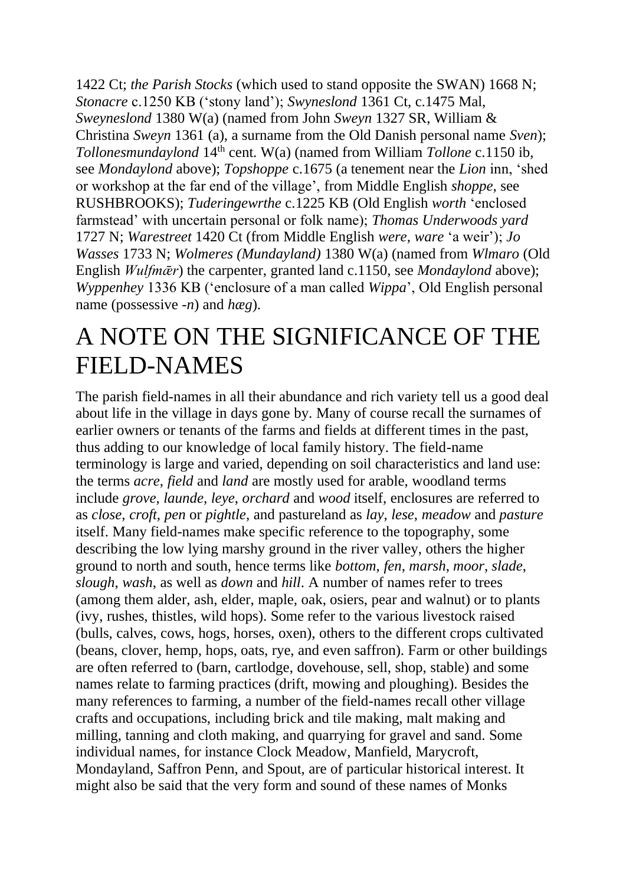1422 Ct; *the Parish Stocks* (which used to stand opposite the SWAN) 1668 N; *Stonacre* c.1250 KB ('stony land'); *Swyneslond* 1361 Ct, c.1475 Mal, *Sweyneslond* 1380 W(a) (named from John *Sweyn* 1327 SR, William & Christina *Sweyn* 1361 (a), a surname from the Old Danish personal name *Sven*); *Tollonesmundaylond* 14th cent. W(a) (named from William *Tollone* c.1150 ib, see *Mondaylond* above); *Topshoppe* c.1675 (a tenement near the *Lion* inn, 'shed or workshop at the far end of the village', from Middle English *shoppe*, see RUSHBROOKS); *Tuderingewrthe* c.1225 KB (Old English *worth* 'enclosed farmstead' with uncertain personal or folk name); *Thomas Underwoods yard* 1727 N; *Warestreet* 1420 Ct (from Middle English *were*, *ware* 'a weir'); *Jo Wasses* 1733 N; *Wolmeres (Mundayland)* 1380 W(a) (named from *Wlmaro* (Old English *Wulfmǣr*) the carpenter, granted land c.1150, see *Mondaylond* above); *Wyppenhey* 1336 KB ('enclosure of a man called *Wippa*', Old English personal name (possessive -*n*) and *hæg*).

# A NOTE ON THE SIGNIFICANCE OF THE FIELD-NAMES

The parish field-names in all their abundance and rich variety tell us a good deal about life in the village in days gone by. Many of course recall the surnames of earlier owners or tenants of the farms and fields at different times in the past, thus adding to our knowledge of local family history. The field-name terminology is large and varied, depending on soil characteristics and land use: the terms *acre*, *field* and *land* are mostly used for arable, woodland terms include *grove*, *launde*, *leye*, *orchard* and *wood* itself, enclosures are referred to as *close*, *croft*, *pen* or *pightle*, and pastureland as *lay*, *lese*, *meadow* and *pasture* itself. Many field-names make specific reference to the topography, some describing the low lying marshy ground in the river valley, others the higher ground to north and south, hence terms like *bottom*, *fen*, *marsh*, *moor*, *slade*, *slough*, *wash*, as well as *down* and *hill*. A number of names refer to trees (among them alder, ash, elder, maple, oak, osiers, pear and walnut) or to plants (ivy, rushes, thistles, wild hops). Some refer to the various livestock raised (bulls, calves, cows, hogs, horses, oxen), others to the different crops cultivated (beans, clover, hemp, hops, oats, rye, and even saffron). Farm or other buildings are often referred to (barn, cartlodge, dovehouse, sell, shop, stable) and some names relate to farming practices (drift, mowing and ploughing). Besides the many references to farming, a number of the field-names recall other village crafts and occupations, including brick and tile making, malt making and milling, tanning and cloth making, and quarrying for gravel and sand. Some individual names, for instance Clock Meadow, Manfield, Marycroft, Mondayland, Saffron Penn, and Spout, are of particular historical interest. It might also be said that the very form and sound of these names of Monks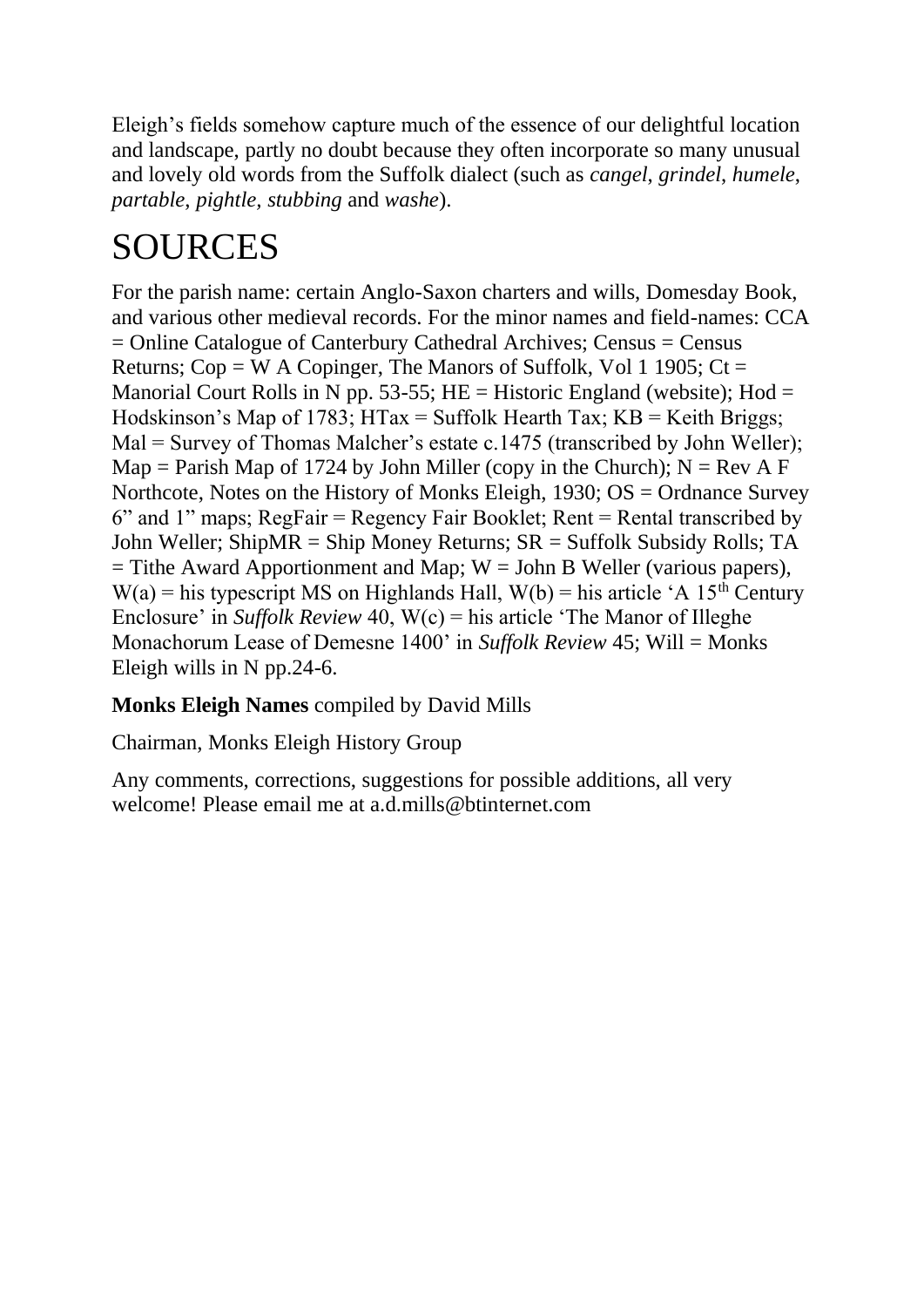Eleigh's fields somehow capture much of the essence of our delightful location and landscape, partly no doubt because they often incorporate so many unusual and lovely old words from the Suffolk dialect (such as *cangel*, *grindel*, *humele*, *partable*, *pightle*, *stubbing* and *washe*).

# SOURCES

For the parish name: certain Anglo-Saxon charters and wills, Domesday Book, and various other medieval records. For the minor names and field-names: CCA = Online Catalogue of Canterbury Cathedral Archives; Census = Census Returns; Cop = W A Copinger, The Manors of Suffolk, Vol 1 1905; Ct = Manorial Court Rolls in N pp. 53-55; HE = Historic England (website); Hod = Hodskinson's Map of 1783; HTax = Suffolk Hearth Tax; KB = Keith Briggs; Mal = Survey of Thomas Malcher's estate c.1475 (transcribed by John Weller); Map = Parish Map of 1724 by John Miller (copy in the Church); N = Rev A F Northcote, Notes on the History of Monks Eleigh, 1930; OS = Ordnance Survey 6" and 1" maps; RegFair = Regency Fair Booklet; Rent = Rental transcribed by John Weller; ShipMR = Ship Money Returns; SR = Suffolk Subsidy Rolls; TA = Tithe Award Apportionment and Map; W = John B Weller (various papers), W(a) = his typescript MS on Highlands Hall, W(b) = his article 'A 15th Century Enclosure' in *Suffolk Review* 40, W(c) = his article 'The Manor of Illeghe Monachorum Lease of Demesne 1400' in *Suffolk Review* 45; Will = Monks Eleigh wills in N pp.24-6.

**Monks Eleigh Names** compiled by David Mills

Chairman, Monks Eleigh History Group

Any comments, corrections, suggestions for possible additions, all very welcome! Please email me at a.d.mills@btinternet.com